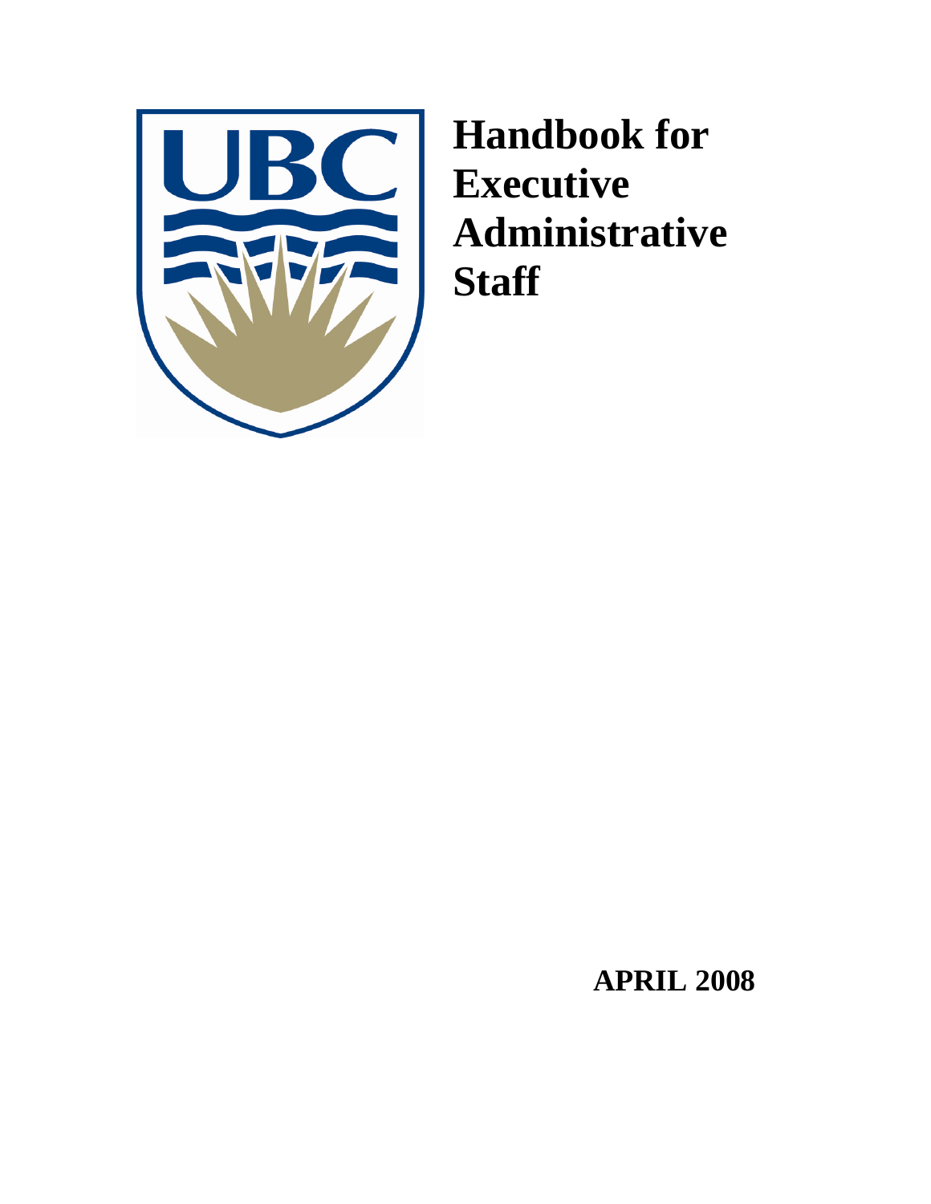# Handbook for Executive Administrative Staff

**APRIL 2008**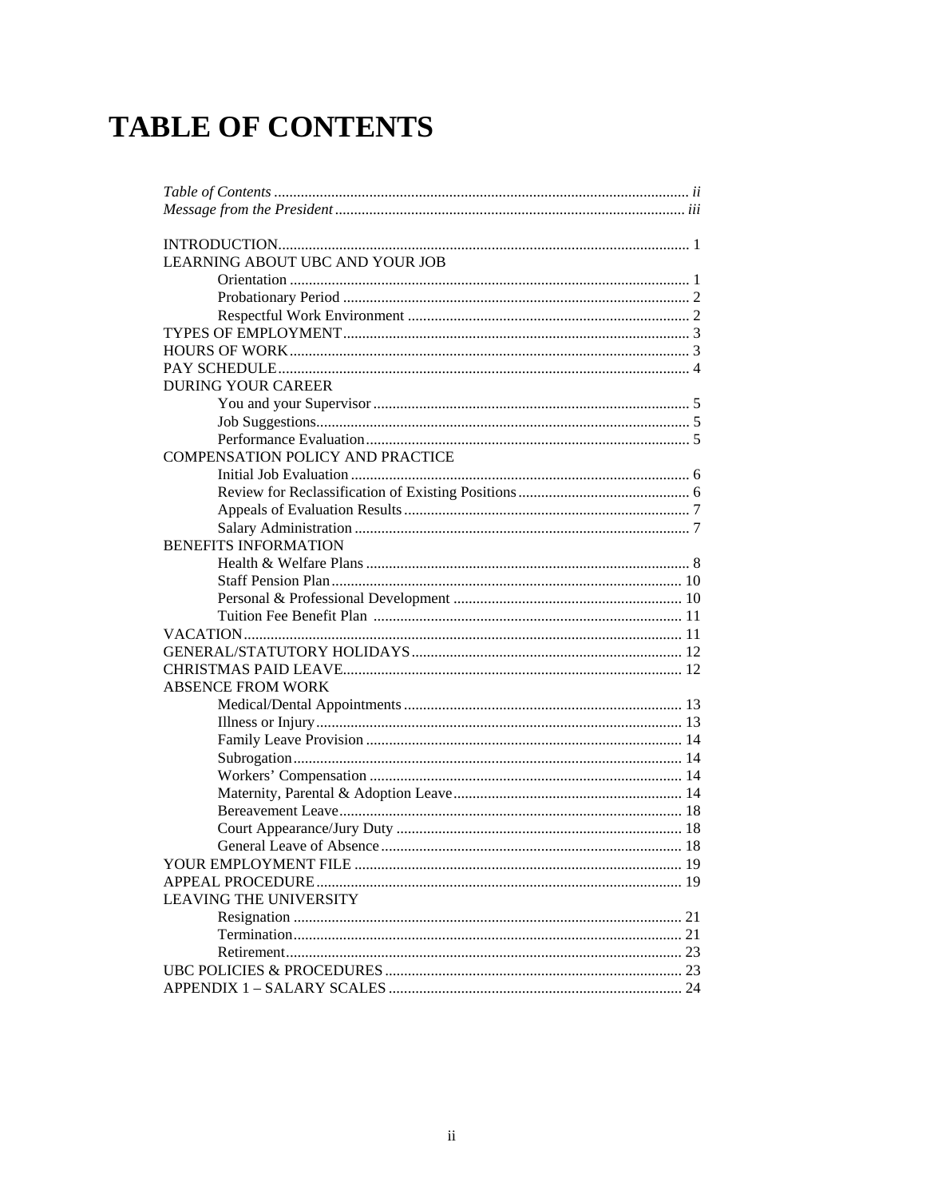# TABLE OF CONTENTS

*Table of Contents* ........ *ii*
*Message from the President* ........ *iii*

INTRODUCTION ........ 1

LEARNING ABOUT UBC AND YOUR JOB
- Orientation ........ 1
- Probationary Period ........ 2
- Respectful Work Environment ........ 2

TYPES OF EMPLOYMENT ........ 3

HOURS OF WORK ........ 3

PAY SCHEDULE ........ 4

DURING YOUR CAREER
- You and your Supervisor ........ 5
- Job Suggestions ........ 5
- Performance Evaluation ........ 5

COMPENSATION POLICY AND PRACTICE
- Initial Job Evaluation ........ 6
- Review for Reclassification of Existing Positions ........ 6
- Appeals of Evaluation Results ........ 7
- Salary Administration ........ 7

BENEFITS INFORMATION
- Health & Welfare Plans ........ 8
- Staff Pension Plan ........ 10
- Personal & Professional Development ........ 10
- Tuition Fee Benefit Plan ........ 11

VACATION ........ 11

GENERAL/STATUTORY HOLIDAYS ........ 12

CHRISTMAS PAID LEAVE ........ 12

ABSENCE FROM WORK
- Medical/Dental Appointments ........ 13
- Illness or Injury ........ 13
- Family Leave Provision ........ 14
- Subrogation ........ 14
- Workers' Compensation ........ 14
- Maternity, Parental & Adoption Leave ........ 14
- Bereavement Leave ........ 18
- Court Appearance/Jury Duty ........ 18
- General Leave of Absence ........ 18

YOUR EMPLOYMENT FILE ........ 19

APPEAL PROCEDURE ........ 19

LEAVING THE UNIVERSITY
- Resignation ........ 21
- Termination ........ 21
- Retirement ........ 23

UBC POLICIES & PROCEDURES ........ 23

APPENDIX 1 – SALARY SCALES ........ 24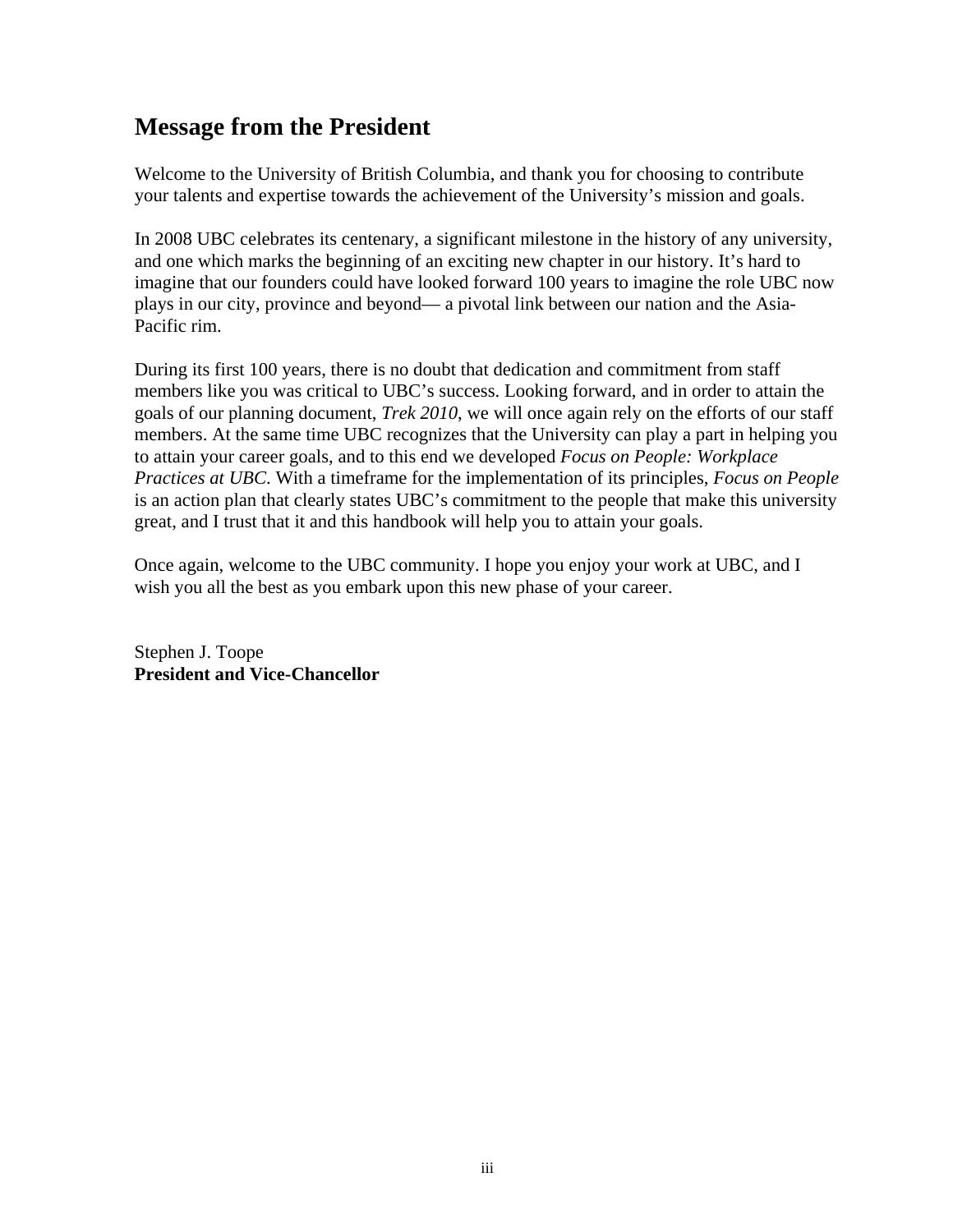# Message from the President

Welcome to the University of British Columbia, and thank you for choosing to contribute your talents and expertise towards the achievement of the University's mission and goals.

In 2008 UBC celebrates its centenary, a significant milestone in the history of any university, and one which marks the beginning of an exciting new chapter in our history. It's hard to imagine that our founders could have looked forward 100 years to imagine the role UBC now plays in our city, province and beyond— a pivotal link between our nation and the Asia-Pacific rim.

During its first 100 years, there is no doubt that dedication and commitment from staff members like you was critical to UBC's success. Looking forward, and in order to attain the goals of our planning document, *Trek 2010*, we will once again rely on the efforts of our staff members. At the same time UBC recognizes that the University can play a part in helping you to attain your career goals, and to this end we developed *Focus on People: Workplace Practices at UBC.* With a timeframe for the implementation of its principles, *Focus on People* is an action plan that clearly states UBC's commitment to the people that make this university great, and I trust that it and this handbook will help you to attain your goals.

Once again, welcome to the UBC community. I hope you enjoy your work at UBC, and I wish you all the best as you embark upon this new phase of your career.

Stephen J. Toope
**President and Vice-Chancellor**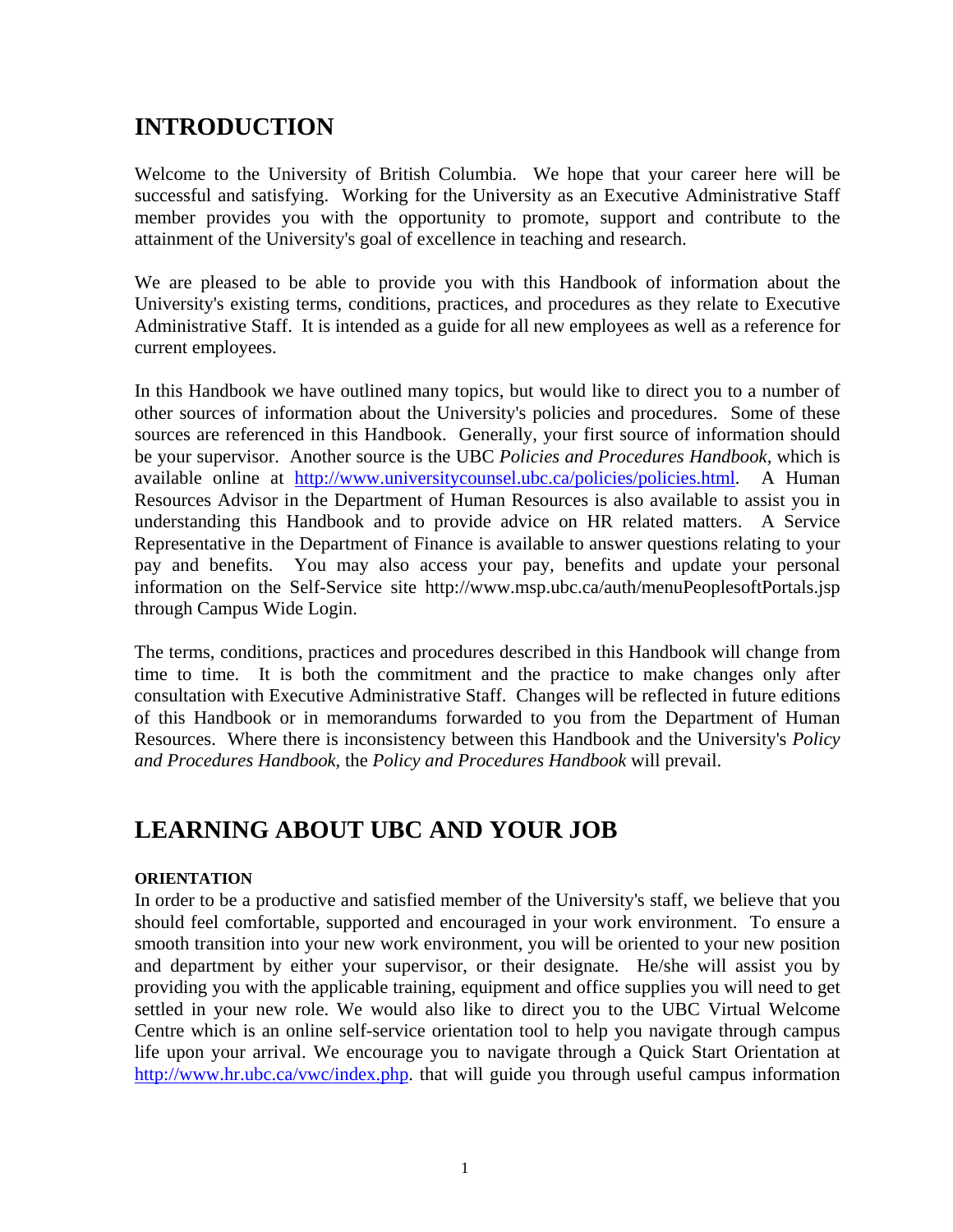# INTRODUCTION

Welcome to the University of British Columbia. We hope that your career here will be successful and satisfying. Working for the University as an Executive Administrative Staff member provides you with the opportunity to promote, support and contribute to the attainment of the University's goal of excellence in teaching and research.

We are pleased to be able to provide you with this Handbook of information about the University's existing terms, conditions, practices, and procedures as they relate to Executive Administrative Staff. It is intended as a guide for all new employees as well as a reference for current employees.

In this Handbook we have outlined many topics, but would like to direct you to a number of other sources of information about the University's policies and procedures. Some of these sources are referenced in this Handbook. Generally, your first source of information should be your supervisor. Another source is the UBC *Policies and Procedures Handbook*, which is available online at http://www.universitycounsel.ubc.ca/policies/policies.html. A Human Resources Advisor in the Department of Human Resources is also available to assist you in understanding this Handbook and to provide advice on HR related matters. A Service Representative in the Department of Finance is available to answer questions relating to your pay and benefits. You may also access your pay, benefits and update your personal information on the Self-Service site http://www.msp.ubc.ca/auth/menuPeoplesoftPortals.jsp through Campus Wide Login.

The terms, conditions, practices and procedures described in this Handbook will change from time to time. It is both the commitment and the practice to make changes only after consultation with Executive Administrative Staff. Changes will be reflected in future editions of this Handbook or in memorandums forwarded to you from the Department of Human Resources. Where there is inconsistency between this Handbook and the University's *Policy and Procedures Handbook*, the *Policy and Procedures Handbook* will prevail.

# LEARNING ABOUT UBC AND YOUR JOB

#### ORIENTATION

In order to be a productive and satisfied member of the University's staff, we believe that you should feel comfortable, supported and encouraged in your work environment. To ensure a smooth transition into your new work environment, you will be oriented to your new position and department by either your supervisor, or their designate. He/she will assist you by providing you with the applicable training, equipment and office supplies you will need to get settled in your new role. We would also like to direct you to the UBC Virtual Welcome Centre which is an online self-service orientation tool to help you navigate through campus life upon your arrival. We encourage you to navigate through a Quick Start Orientation at http://www.hr.ubc.ca/vwc/index.php. that will guide you through useful campus information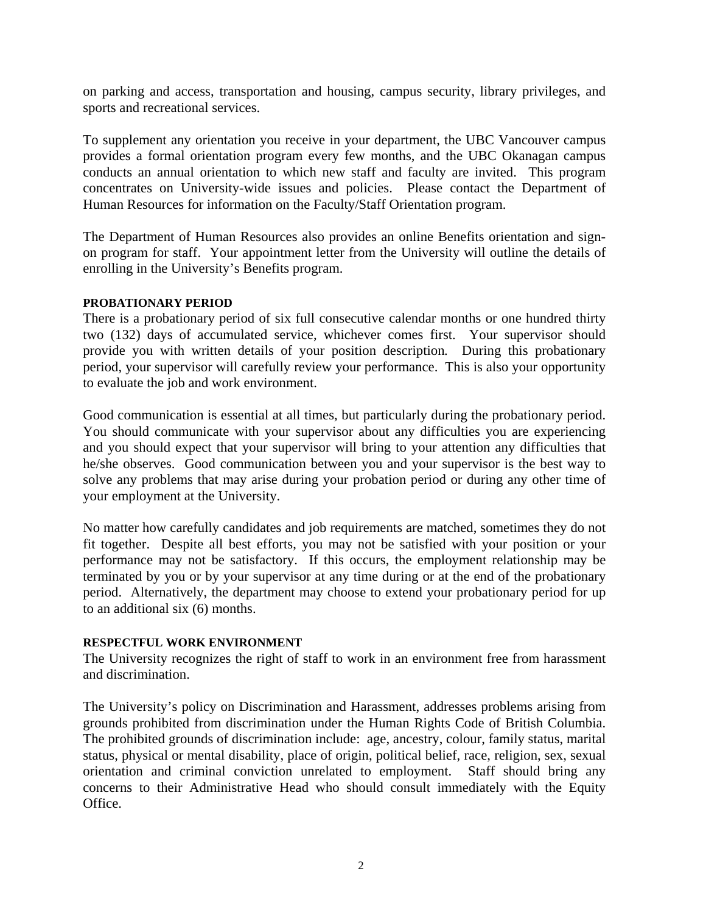on parking and access, transportation and housing, campus security, library privileges, and sports and recreational services.

To supplement any orientation you receive in your department, the UBC Vancouver campus provides a formal orientation program every few months, and the UBC Okanagan campus conducts an annual orientation to which new staff and faculty are invited. This program concentrates on University-wide issues and policies. Please contact the Department of Human Resources for information on the Faculty/Staff Orientation program.

The Department of Human Resources also provides an online Benefits orientation and sign-on program for staff. Your appointment letter from the University will outline the details of enrolling in the University's Benefits program.

#### PROBATIONARY PERIOD

There is a probationary period of six full consecutive calendar months or one hundred thirty two (132) days of accumulated service, whichever comes first. Your supervisor should provide you with written details of your position description. During this probationary period, your supervisor will carefully review your performance. This is also your opportunity to evaluate the job and work environment.

Good communication is essential at all times, but particularly during the probationary period. You should communicate with your supervisor about any difficulties you are experiencing and you should expect that your supervisor will bring to your attention any difficulties that he/she observes. Good communication between you and your supervisor is the best way to solve any problems that may arise during your probation period or during any other time of your employment at the University.

No matter how carefully candidates and job requirements are matched, sometimes they do not fit together. Despite all best efforts, you may not be satisfied with your position or your performance may not be satisfactory. If this occurs, the employment relationship may be terminated by you or by your supervisor at any time during or at the end of the probationary period. Alternatively, the department may choose to extend your probationary period for up to an additional six (6) months.

#### RESPECTFUL WORK ENVIRONMENT

The University recognizes the right of staff to work in an environment free from harassment and discrimination.

The University's policy on Discrimination and Harassment, addresses problems arising from grounds prohibited from discrimination under the Human Rights Code of British Columbia. The prohibited grounds of discrimination include: age, ancestry, colour, family status, marital status, physical or mental disability, place of origin, political belief, race, religion, sex, sexual orientation and criminal conviction unrelated to employment. Staff should bring any concerns to their Administrative Head who should consult immediately with the Equity Office.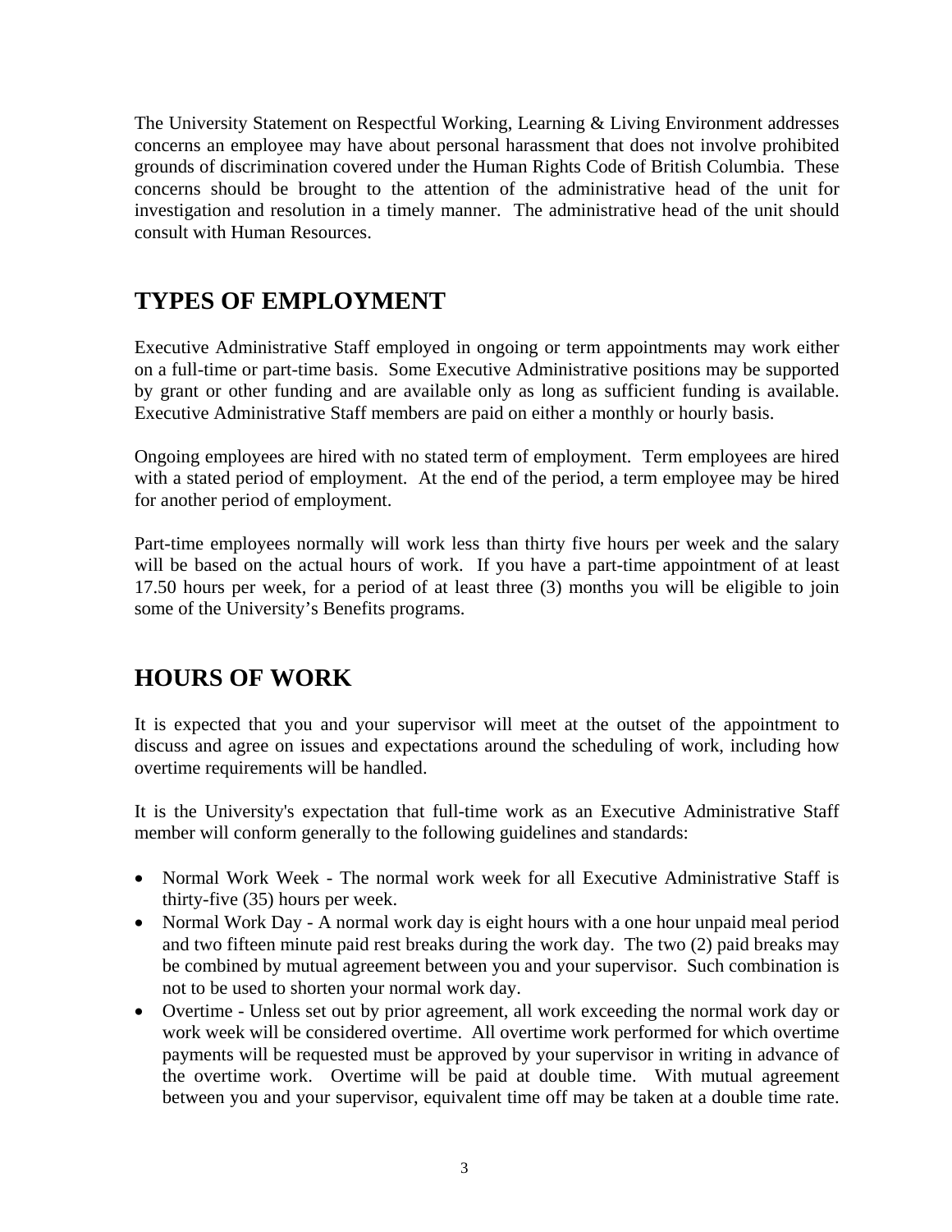The University Statement on Respectful Working, Learning & Living Environment addresses concerns an employee may have about personal harassment that does not involve prohibited grounds of discrimination covered under the Human Rights Code of British Columbia. These concerns should be brought to the attention of the administrative head of the unit for investigation and resolution in a timely manner. The administrative head of the unit should consult with Human Resources.

## TYPES OF EMPLOYMENT

Executive Administrative Staff employed in ongoing or term appointments may work either on a full-time or part-time basis. Some Executive Administrative positions may be supported by grant or other funding and are available only as long as sufficient funding is available. Executive Administrative Staff members are paid on either a monthly or hourly basis.

Ongoing employees are hired with no stated term of employment. Term employees are hired with a stated period of employment. At the end of the period, a term employee may be hired for another period of employment.

Part-time employees normally will work less than thirty five hours per week and the salary will be based on the actual hours of work. If you have a part-time appointment of at least 17.50 hours per week, for a period of at least three (3) months you will be eligible to join some of the University's Benefits programs.

## HOURS OF WORK

It is expected that you and your supervisor will meet at the outset of the appointment to discuss and agree on issues and expectations around the scheduling of work, including how overtime requirements will be handled.

It is the University's expectation that full-time work as an Executive Administrative Staff member will conform generally to the following guidelines and standards:

- Normal Work Week - The normal work week for all Executive Administrative Staff is thirty-five (35) hours per week.
- Normal Work Day - A normal work day is eight hours with a one hour unpaid meal period and two fifteen minute paid rest breaks during the work day. The two (2) paid breaks may be combined by mutual agreement between you and your supervisor. Such combination is not to be used to shorten your normal work day.
- Overtime - Unless set out by prior agreement, all work exceeding the normal work day or work week will be considered overtime. All overtime work performed for which overtime payments will be requested must be approved by your supervisor in writing in advance of the overtime work. Overtime will be paid at double time. With mutual agreement between you and your supervisor, equivalent time off may be taken at a double time rate.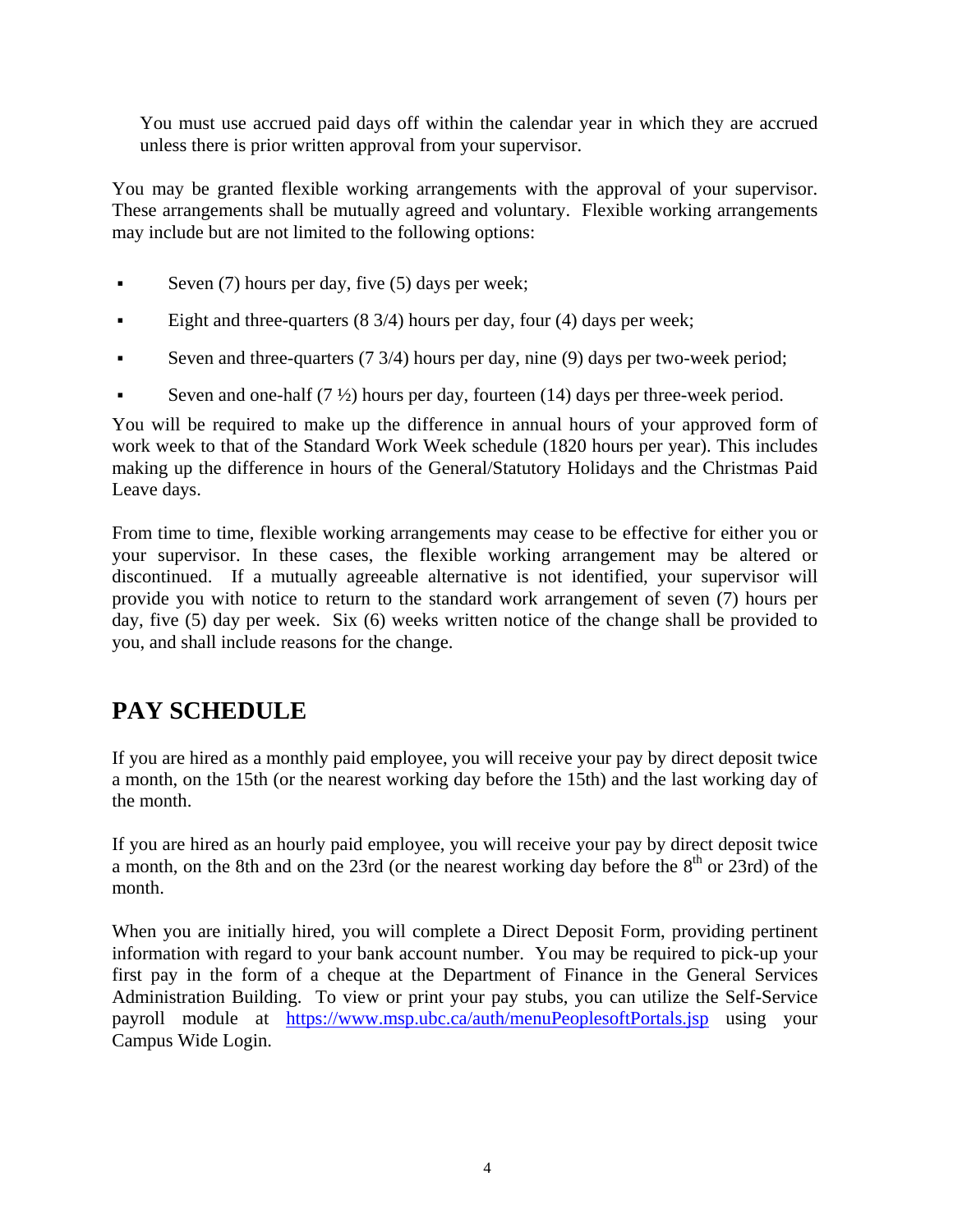You must use accrued paid days off within the calendar year in which they are accrued unless there is prior written approval from your supervisor.

You may be granted flexible working arrangements with the approval of your supervisor. These arrangements shall be mutually agreed and voluntary. Flexible working arrangements may include but are not limited to the following options:

- Seven (7) hours per day, five (5) days per week;
- Eight and three-quarters (8 3/4) hours per day, four (4) days per week;
- Seven and three-quarters (7 3/4) hours per day, nine (9) days per two-week period;
- Seven and one-half (7 ½) hours per day, fourteen (14) days per three-week period.

You will be required to make up the difference in annual hours of your approved form of work week to that of the Standard Work Week schedule (1820 hours per year). This includes making up the difference in hours of the General/Statutory Holidays and the Christmas Paid Leave days.

From time to time, flexible working arrangements may cease to be effective for either you or your supervisor. In these cases, the flexible working arrangement may be altered or discontinued. If a mutually agreeable alternative is not identified, your supervisor will provide you with notice to return to the standard work arrangement of seven (7) hours per day, five (5) day per week. Six (6) weeks written notice of the change shall be provided to you, and shall include reasons for the change.

## PAY SCHEDULE

If you are hired as a monthly paid employee, you will receive your pay by direct deposit twice a month, on the 15th (or the nearest working day before the 15th) and the last working day of the month.

If you are hired as an hourly paid employee, you will receive your pay by direct deposit twice a month, on the 8th and on the 23rd (or the nearest working day before the 8th or 23rd) of the month.

When you are initially hired, you will complete a Direct Deposit Form, providing pertinent information with regard to your bank account number. You may be required to pick-up your first pay in the form of a cheque at the Department of Finance in the General Services Administration Building. To view or print your pay stubs, you can utilize the Self-Service payroll module at https://www.msp.ubc.ca/auth/menuPeoplesoftPortals.jsp using your Campus Wide Login.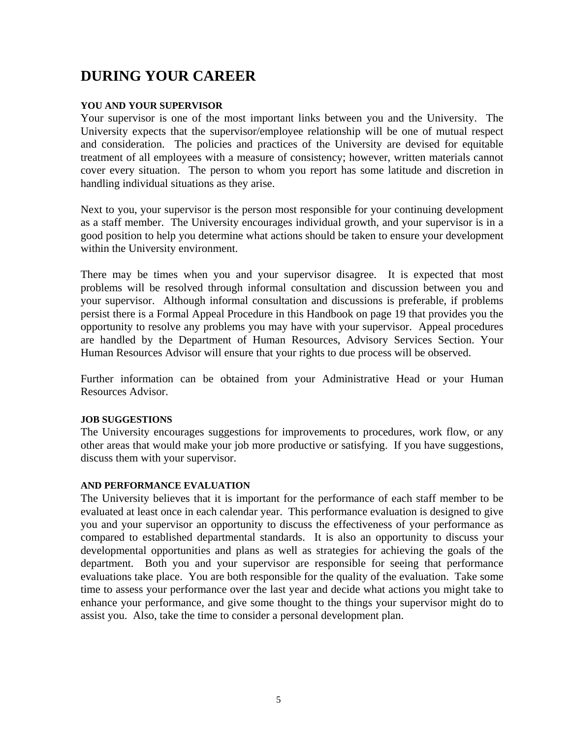# DURING YOUR CAREER

#### YOU AND YOUR SUPERVISOR

Your supervisor is one of the most important links between you and the University. The University expects that the supervisor/employee relationship will be one of mutual respect and consideration. The policies and practices of the University are devised for equitable treatment of all employees with a measure of consistency; however, written materials cannot cover every situation. The person to whom you report has some latitude and discretion in handling individual situations as they arise.

Next to you, your supervisor is the person most responsible for your continuing development as a staff member. The University encourages individual growth, and your supervisor is in a good position to help you determine what actions should be taken to ensure your development within the University environment.

There may be times when you and your supervisor disagree. It is expected that most problems will be resolved through informal consultation and discussion between you and your supervisor. Although informal consultation and discussions is preferable, if problems persist there is a Formal Appeal Procedure in this Handbook on page 19 that provides you the opportunity to resolve any problems you may have with your supervisor. Appeal procedures are handled by the Department of Human Resources, Advisory Services Section. Your Human Resources Advisor will ensure that your rights to due process will be observed.

Further information can be obtained from your Administrative Head or your Human Resources Advisor.

#### JOB SUGGESTIONS

The University encourages suggestions for improvements to procedures, work flow, or any other areas that would make your job more productive or satisfying. If you have suggestions, discuss them with your supervisor.

#### AND PERFORMANCE EVALUATION

The University believes that it is important for the performance of each staff member to be evaluated at least once in each calendar year. This performance evaluation is designed to give you and your supervisor an opportunity to discuss the effectiveness of your performance as compared to established departmental standards. It is also an opportunity to discuss your developmental opportunities and plans as well as strategies for achieving the goals of the department. Both you and your supervisor are responsible for seeing that performance evaluations take place. You are both responsible for the quality of the evaluation. Take some time to assess your performance over the last year and decide what actions you might take to enhance your performance, and give some thought to the things your supervisor might do to assist you. Also, take the time to consider a personal development plan.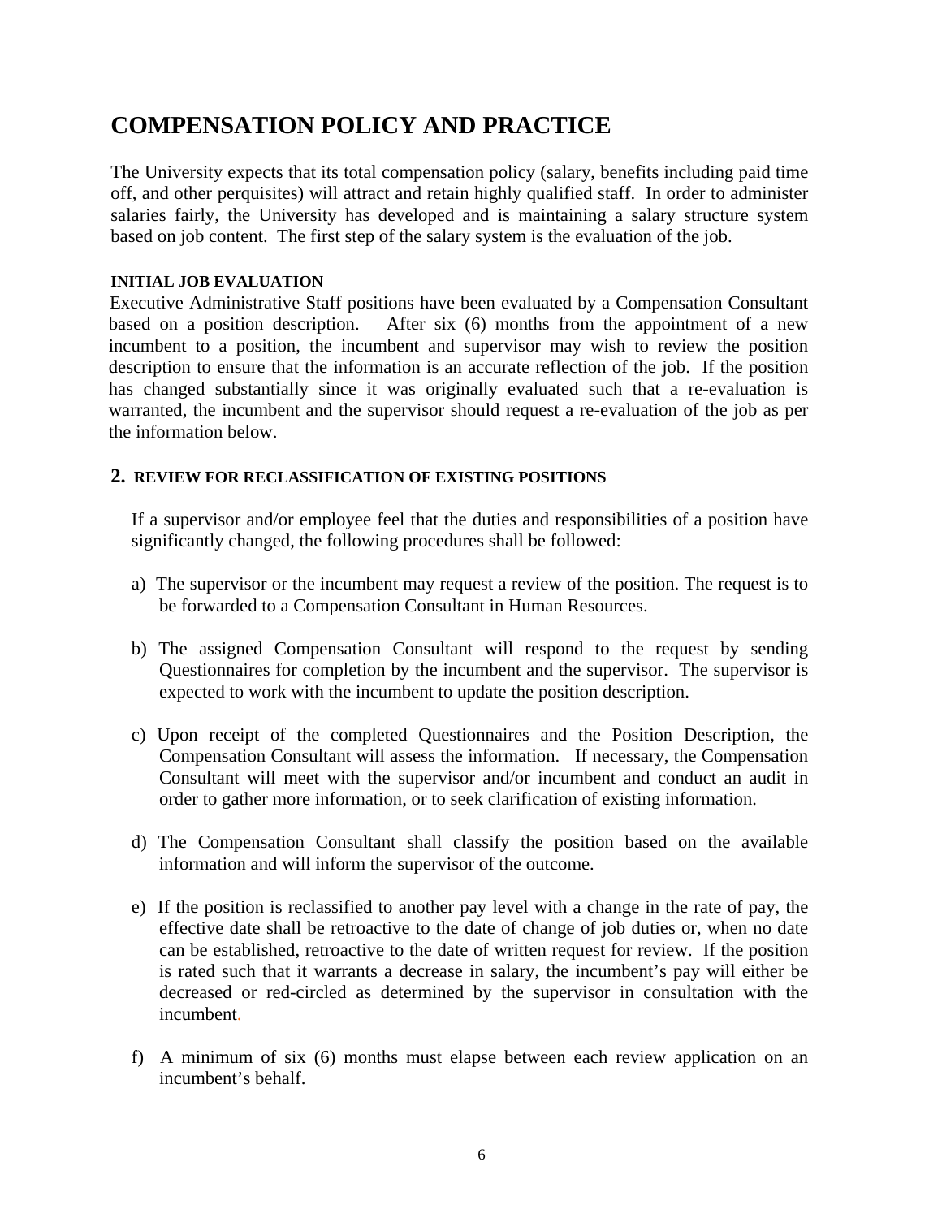# COMPENSATION POLICY AND PRACTICE

The University expects that its total compensation policy (salary, benefits including paid time off, and other perquisites) will attract and retain highly qualified staff. In order to administer salaries fairly, the University has developed and is maintaining a salary structure system based on job content. The first step of the salary system is the evaluation of the job.

### INITIAL JOB EVALUATION

Executive Administrative Staff positions have been evaluated by a Compensation Consultant based on a position description. After six (6) months from the appointment of a new incumbent to a position, the incumbent and supervisor may wish to review the position description to ensure that the information is an accurate reflection of the job. If the position has changed substantially since it was originally evaluated such that a re-evaluation is warranted, the incumbent and the supervisor should request a re-evaluation of the job as per the information below.

### 2. REVIEW FOR RECLASSIFICATION OF EXISTING POSITIONS

If a supervisor and/or employee feel that the duties and responsibilities of a position have significantly changed, the following procedures shall be followed:

a) The supervisor or the incumbent may request a review of the position. The request is to be forwarded to a Compensation Consultant in Human Resources.

b) The assigned Compensation Consultant will respond to the request by sending Questionnaires for completion by the incumbent and the supervisor. The supervisor is expected to work with the incumbent to update the position description.

c) Upon receipt of the completed Questionnaires and the Position Description, the Compensation Consultant will assess the information. If necessary, the Compensation Consultant will meet with the supervisor and/or incumbent and conduct an audit in order to gather more information, or to seek clarification of existing information.

d) The Compensation Consultant shall classify the position based on the available information and will inform the supervisor of the outcome.

e) If the position is reclassified to another pay level with a change in the rate of pay, the effective date shall be retroactive to the date of change of job duties or, when no date can be established, retroactive to the date of written request for review. If the position is rated such that it warrants a decrease in salary, the incumbent's pay will either be decreased or red-circled as determined by the supervisor in consultation with the incumbent.

f) A minimum of six (6) months must elapse between each review application on an incumbent's behalf.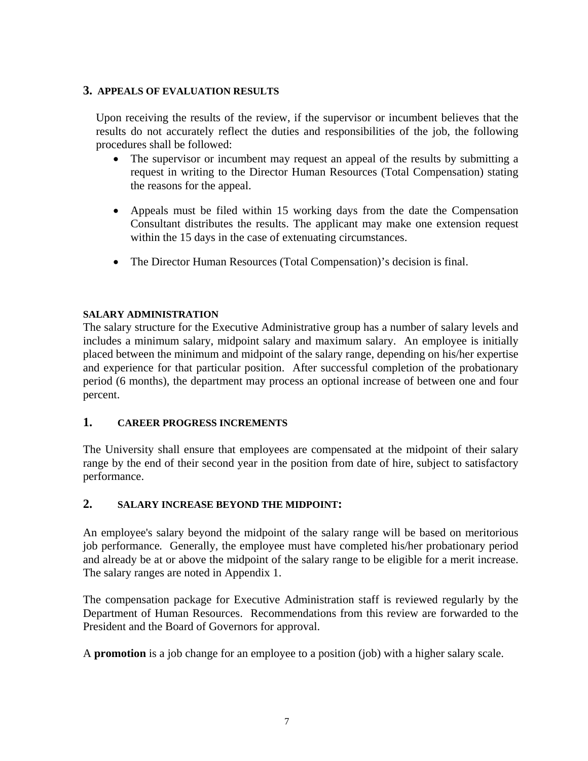### 3. APPEALS OF EVALUATION RESULTS

Upon receiving the results of the review, if the supervisor or incumbent believes that the results do not accurately reflect the duties and responsibilities of the job, the following procedures shall be followed:

- The supervisor or incumbent may request an appeal of the results by submitting a request in writing to the Director Human Resources (Total Compensation) stating the reasons for the appeal.
- Appeals must be filed within 15 working days from the date the Compensation Consultant distributes the results. The applicant may make one extension request within the 15 days in the case of extenuating circumstances.
- The Director Human Resources (Total Compensation)'s decision is final.

## SALARY ADMINISTRATION

The salary structure for the Executive Administrative group has a number of salary levels and includes a minimum salary, midpoint salary and maximum salary. An employee is initially placed between the minimum and midpoint of the salary range, depending on his/her expertise and experience for that particular position. After successful completion of the probationary period (6 months), the department may process an optional increase of between one and four percent.

### 1. CAREER PROGRESS INCREMENTS

The University shall ensure that employees are compensated at the midpoint of their salary range by the end of their second year in the position from date of hire, subject to satisfactory performance.

### 2. SALARY INCREASE BEYOND THE MIDPOINT:

An employee's salary beyond the midpoint of the salary range will be based on meritorious job performance. Generally, the employee must have completed his/her probationary period and already be at or above the midpoint of the salary range to be eligible for a merit increase. The salary ranges are noted in Appendix 1.

The compensation package for Executive Administration staff is reviewed regularly by the Department of Human Resources. Recommendations from this review are forwarded to the President and the Board of Governors for approval.

A **promotion** is a job change for an employee to a position (job) with a higher salary scale.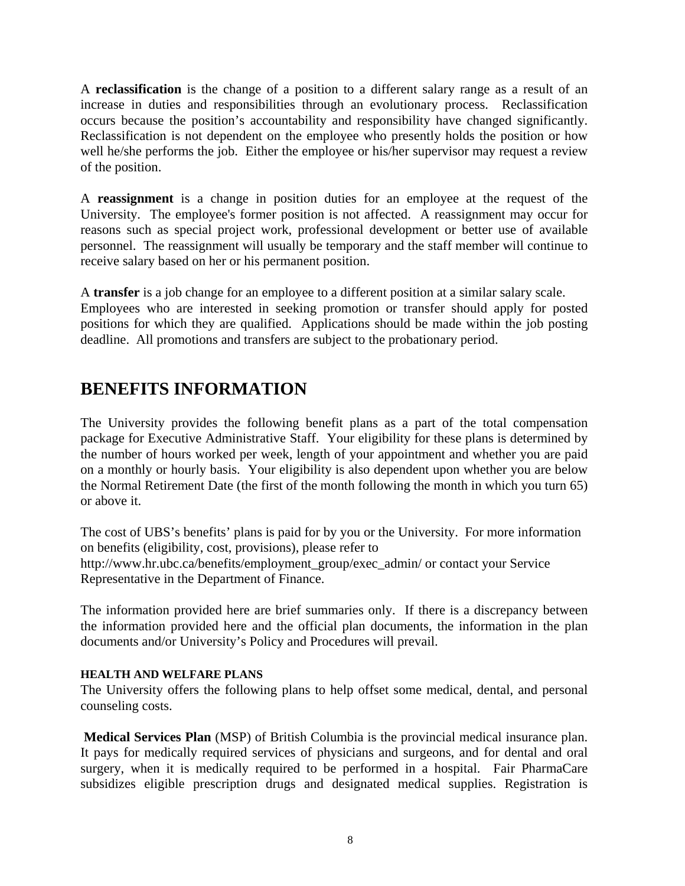A **reclassification** is the change of a position to a different salary range as a result of an increase in duties and responsibilities through an evolutionary process. Reclassification occurs because the position's accountability and responsibility have changed significantly. Reclassification is not dependent on the employee who presently holds the position or how well he/she performs the job. Either the employee or his/her supervisor may request a review of the position.

A **reassignment** is a change in position duties for an employee at the request of the University. The employee's former position is not affected. A reassignment may occur for reasons such as special project work, professional development or better use of available personnel. The reassignment will usually be temporary and the staff member will continue to receive salary based on her or his permanent position.

A **transfer** is a job change for an employee to a different position at a similar salary scale. Employees who are interested in seeking promotion or transfer should apply for posted positions for which they are qualified. Applications should be made within the job posting deadline. All promotions and transfers are subject to the probationary period.

## BENEFITS INFORMATION

The University provides the following benefit plans as a part of the total compensation package for Executive Administrative Staff. Your eligibility for these plans is determined by the number of hours worked per week, length of your appointment and whether you are paid on a monthly or hourly basis. Your eligibility is also dependent upon whether you are below the Normal Retirement Date (the first of the month following the month in which you turn 65) or above it.

The cost of UBS's benefits' plans is paid for by you or the University. For more information on benefits (eligibility, cost, provisions), please refer to http://www.hr.ubc.ca/benefits/employment_group/exec_admin/ or contact your Service Representative in the Department of Finance.

The information provided here are brief summaries only. If there is a discrepancy between the information provided here and the official plan documents, the information in the plan documents and/or University's Policy and Procedures will prevail.

#### HEALTH AND WELFARE PLANS

The University offers the following plans to help offset some medical, dental, and personal counseling costs.

**Medical Services Plan** (MSP) of British Columbia is the provincial medical insurance plan. It pays for medically required services of physicians and surgeons, and for dental and oral surgery, when it is medically required to be performed in a hospital. Fair PharmaCare subsidizes eligible prescription drugs and designated medical supplies. Registration is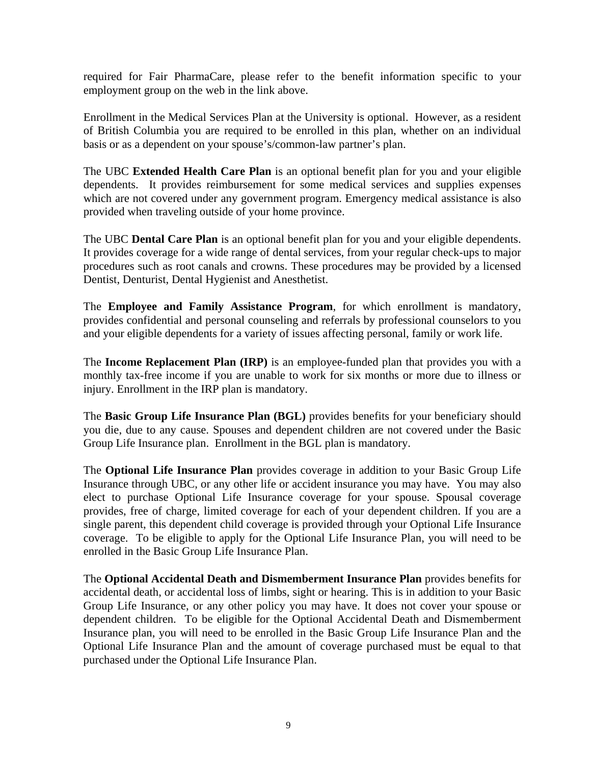required for Fair PharmaCare, please refer to the benefit information specific to your employment group on the web in the link above.

Enrollment in the Medical Services Plan at the University is optional. However, as a resident of British Columbia you are required to be enrolled in this plan, whether on an individual basis or as a dependent on your spouse's/common-law partner's plan.

The UBC **Extended Health Care Plan** is an optional benefit plan for you and your eligible dependents. It provides reimbursement for some medical services and supplies expenses which are not covered under any government program. Emergency medical assistance is also provided when traveling outside of your home province.

The UBC **Dental Care Plan** is an optional benefit plan for you and your eligible dependents. It provides coverage for a wide range of dental services, from your regular check-ups to major procedures such as root canals and crowns. These procedures may be provided by a licensed Dentist, Denturist, Dental Hygienist and Anesthetist.

The **Employee and Family Assistance Program**, for which enrollment is mandatory, provides confidential and personal counseling and referrals by professional counselors to you and your eligible dependents for a variety of issues affecting personal, family or work life.

The **Income Replacement Plan (IRP)** is an employee-funded plan that provides you with a monthly tax-free income if you are unable to work for six months or more due to illness or injury. Enrollment in the IRP plan is mandatory.

The **Basic Group Life Insurance Plan (BGL)** provides benefits for your beneficiary should you die, due to any cause. Spouses and dependent children are not covered under the Basic Group Life Insurance plan. Enrollment in the BGL plan is mandatory.

The **Optional Life Insurance Plan** provides coverage in addition to your Basic Group Life Insurance through UBC, or any other life or accident insurance you may have. You may also elect to purchase Optional Life Insurance coverage for your spouse. Spousal coverage provides, free of charge, limited coverage for each of your dependent children. If you are a single parent, this dependent child coverage is provided through your Optional Life Insurance coverage. To be eligible to apply for the Optional Life Insurance Plan, you will need to be enrolled in the Basic Group Life Insurance Plan.

The **Optional Accidental Death and Dismemberment Insurance Plan** provides benefits for accidental death, or accidental loss of limbs, sight or hearing. This is in addition to your Basic Group Life Insurance, or any other policy you may have. It does not cover your spouse or dependent children. To be eligible for the Optional Accidental Death and Dismemberment Insurance plan, you will need to be enrolled in the Basic Group Life Insurance Plan and the Optional Life Insurance Plan and the amount of coverage purchased must be equal to that purchased under the Optional Life Insurance Plan.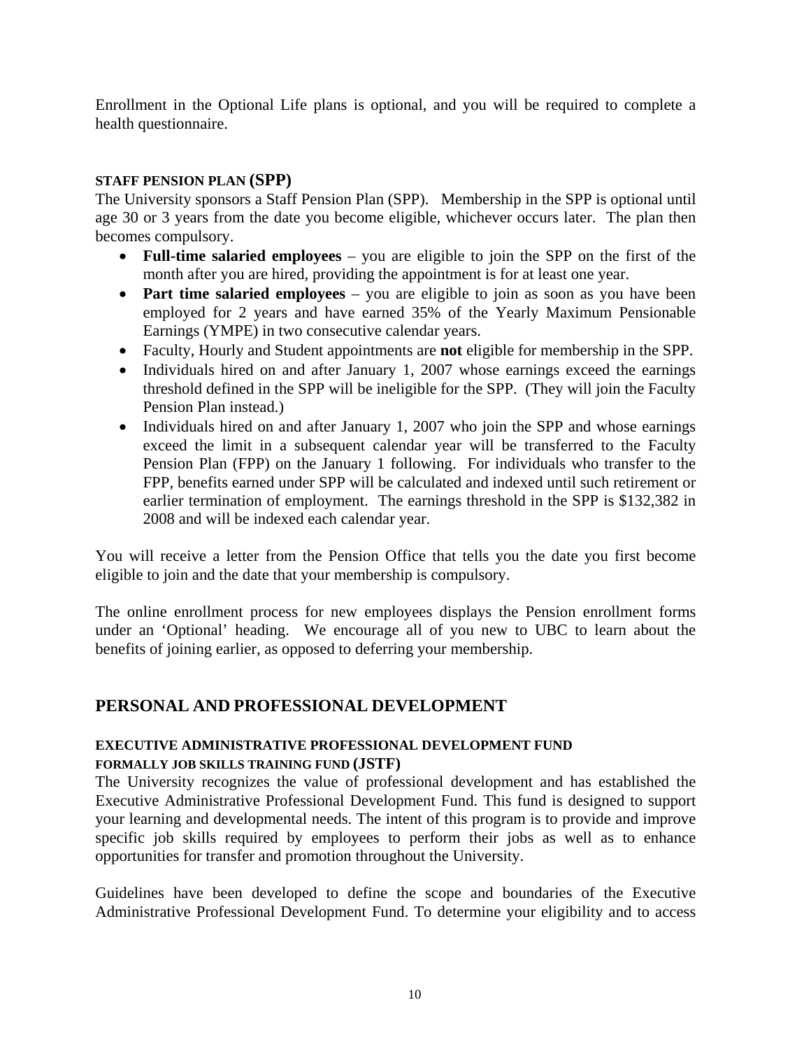Enrollment in the Optional Life plans is optional, and you will be required to complete a health questionnaire.

### STAFF PENSION PLAN (SPP)

The University sponsors a Staff Pension Plan (SPP). Membership in the SPP is optional until age 30 or 3 years from the date you become eligible, whichever occurs later. The plan then becomes compulsory.

- **Full-time salaried employees** – you are eligible to join the SPP on the first of the month after you are hired, providing the appointment is for at least one year.
- **Part time salaried employees** – you are eligible to join as soon as you have been employed for 2 years and have earned 35% of the Yearly Maximum Pensionable Earnings (YMPE) in two consecutive calendar years.
- Faculty, Hourly and Student appointments are **not** eligible for membership in the SPP.
- Individuals hired on and after January 1, 2007 whose earnings exceed the earnings threshold defined in the SPP will be ineligible for the SPP. (They will join the Faculty Pension Plan instead.)
- Individuals hired on and after January 1, 2007 who join the SPP and whose earnings exceed the limit in a subsequent calendar year will be transferred to the Faculty Pension Plan (FPP) on the January 1 following. For individuals who transfer to the FPP, benefits earned under SPP will be calculated and indexed until such retirement or earlier termination of employment. The earnings threshold in the SPP is $132,382 in 2008 and will be indexed each calendar year.

You will receive a letter from the Pension Office that tells you the date you first become eligible to join and the date that your membership is compulsory.

The online enrollment process for new employees displays the Pension enrollment forms under an 'Optional' heading. We encourage all of you new to UBC to learn about the benefits of joining earlier, as opposed to deferring your membership.

## PERSONAL AND PROFESSIONAL DEVELOPMENT

### EXECUTIVE ADMINISTRATIVE PROFESSIONAL DEVELOPMENT FUND FORMALLY JOB SKILLS TRAINING FUND (JSTF)

The University recognizes the value of professional development and has established the Executive Administrative Professional Development Fund. This fund is designed to support your learning and developmental needs. The intent of this program is to provide and improve specific job skills required by employees to perform their jobs as well as to enhance opportunities for transfer and promotion throughout the University.

Guidelines have been developed to define the scope and boundaries of the Executive Administrative Professional Development Fund. To determine your eligibility and to access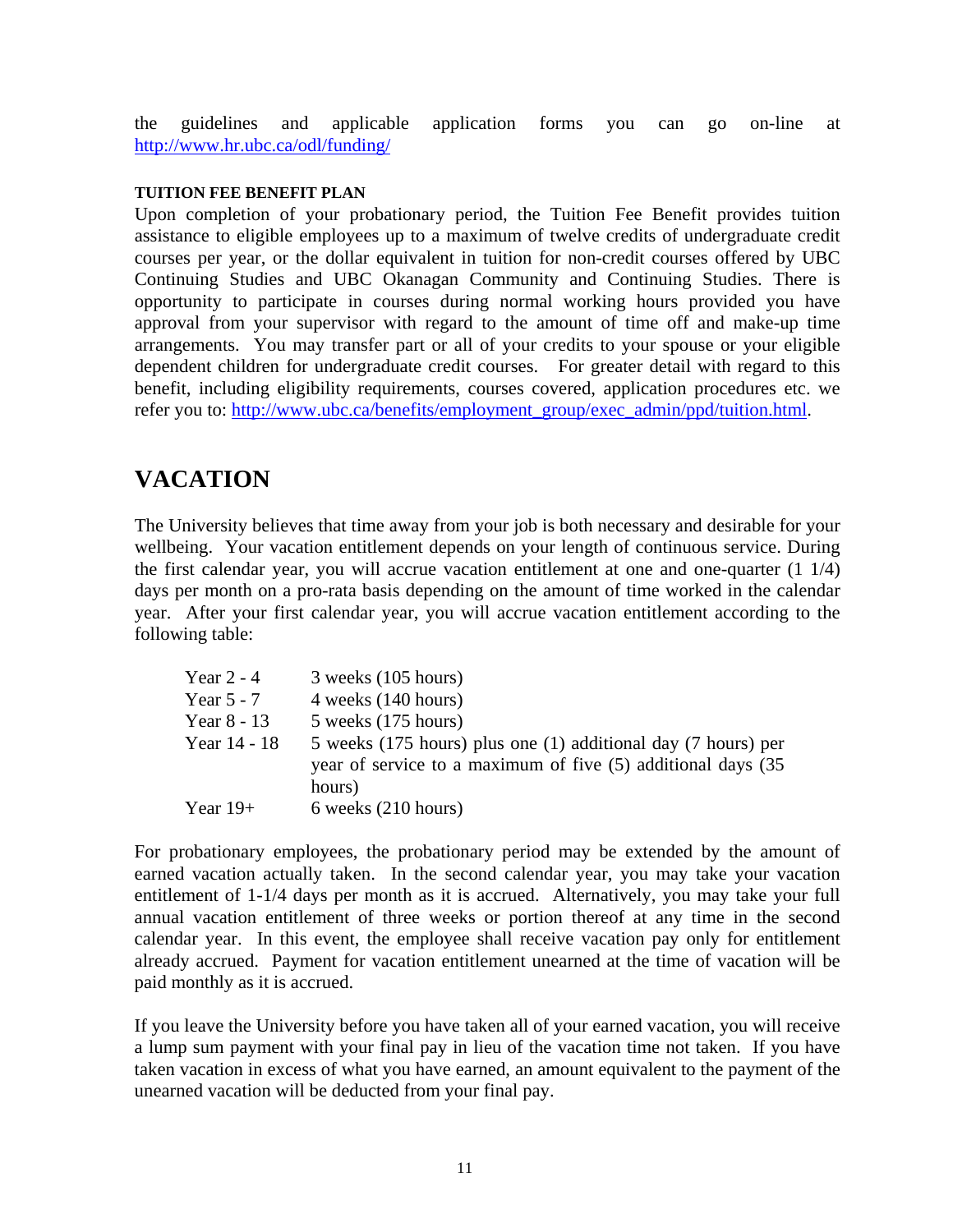the guidelines and applicable application forms you can go on-line at http://www.hr.ubc.ca/odl/funding/

**TUITION FEE BENEFIT PLAN**

Upon completion of your probationary period, the Tuition Fee Benefit provides tuition assistance to eligible employees up to a maximum of twelve credits of undergraduate credit courses per year, or the dollar equivalent in tuition for non-credit courses offered by UBC Continuing Studies and UBC Okanagan Community and Continuing Studies. There is opportunity to participate in courses during normal working hours provided you have approval from your supervisor with regard to the amount of time off and make-up time arrangements. You may transfer part or all of your credits to your spouse or your eligible dependent children for undergraduate credit courses. For greater detail with regard to this benefit, including eligibility requirements, courses covered, application procedures etc. we refer you to: http://www.ubc.ca/benefits/employment_group/exec_admin/ppd/tuition.html.

# VACATION

The University believes that time away from your job is both necessary and desirable for your wellbeing. Your vacation entitlement depends on your length of continuous service. During the first calendar year, you will accrue vacation entitlement at one and one-quarter (1 1/4) days per month on a pro-rata basis depending on the amount of time worked in the calendar year. After your first calendar year, you will accrue vacation entitlement according to the following table:

| | |
|---|---|
| Year 2 - 4 | 3 weeks (105 hours) |
| Year 5 - 7 | 4 weeks (140 hours) |
| Year 8 - 13 | 5 weeks (175 hours) |
| Year 14 - 18 | 5 weeks (175 hours) plus one (1) additional day (7 hours) per year of service to a maximum of five (5) additional days (35 hours) |
| Year 19+ | 6 weeks (210 hours) |

For probationary employees, the probationary period may be extended by the amount of earned vacation actually taken. In the second calendar year, you may take your vacation entitlement of 1-1/4 days per month as it is accrued. Alternatively, you may take your full annual vacation entitlement of three weeks or portion thereof at any time in the second calendar year. In this event, the employee shall receive vacation pay only for entitlement already accrued. Payment for vacation entitlement unearned at the time of vacation will be paid monthly as it is accrued.

If you leave the University before you have taken all of your earned vacation, you will receive a lump sum payment with your final pay in lieu of the vacation time not taken. If you have taken vacation in excess of what you have earned, an amount equivalent to the payment of the unearned vacation will be deducted from your final pay.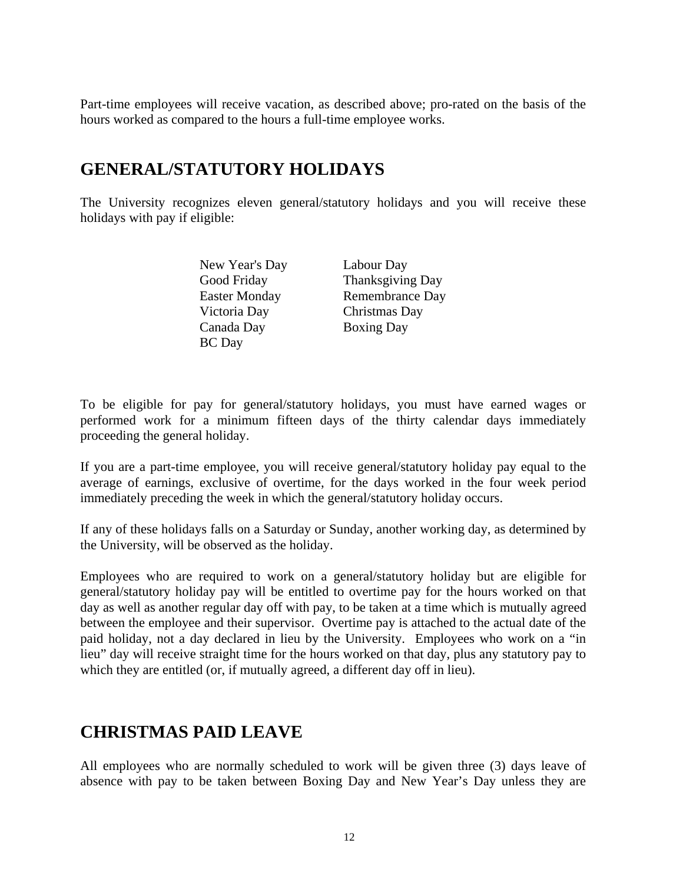Part-time employees will receive vacation, as described above; pro-rated on the basis of the hours worked as compared to the hours a full-time employee works.

## GENERAL/STATUTORY HOLIDAYS

The University recognizes eleven general/statutory holidays and you will receive these holidays with pay if eligible:

| | |
|---|---|
| New Year's Day | Labour Day |
| Good Friday | Thanksgiving Day |
| Easter Monday | Remembrance Day |
| Victoria Day | Christmas Day |
| Canada Day | Boxing Day |
| BC Day | |

To be eligible for pay for general/statutory holidays, you must have earned wages or performed work for a minimum fifteen days of the thirty calendar days immediately proceeding the general holiday.

If you are a part-time employee, you will receive general/statutory holiday pay equal to the average of earnings, exclusive of overtime, for the days worked in the four week period immediately preceding the week in which the general/statutory holiday occurs.

If any of these holidays falls on a Saturday or Sunday, another working day, as determined by the University, will be observed as the holiday.

Employees who are required to work on a general/statutory holiday but are eligible for general/statutory holiday pay will be entitled to overtime pay for the hours worked on that day as well as another regular day off with pay, to be taken at a time which is mutually agreed between the employee and their supervisor. Overtime pay is attached to the actual date of the paid holiday, not a day declared in lieu by the University. Employees who work on a "in lieu" day will receive straight time for the hours worked on that day, plus any statutory pay to which they are entitled (or, if mutually agreed, a different day off in lieu).

## CHRISTMAS PAID LEAVE

All employees who are normally scheduled to work will be given three (3) days leave of absence with pay to be taken between Boxing Day and New Year's Day unless they are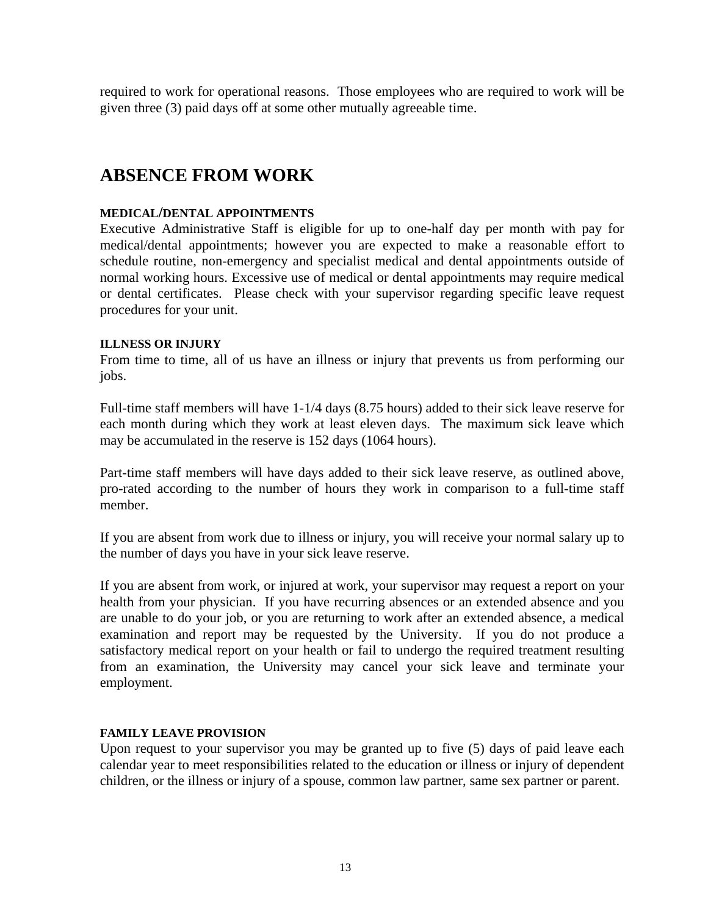required to work for operational reasons. Those employees who are required to work will be given three (3) paid days off at some other mutually agreeable time.

# ABSENCE FROM WORK

#### MEDICAL/DENTAL APPOINTMENTS

Executive Administrative Staff is eligible for up to one-half day per month with pay for medical/dental appointments; however you are expected to make a reasonable effort to schedule routine, non-emergency and specialist medical and dental appointments outside of normal working hours. Excessive use of medical or dental appointments may require medical or dental certificates. Please check with your supervisor regarding specific leave request procedures for your unit.

#### ILLNESS OR INJURY

From time to time, all of us have an illness or injury that prevents us from performing our jobs.

Full-time staff members will have 1-1/4 days (8.75 hours) added to their sick leave reserve for each month during which they work at least eleven days. The maximum sick leave which may be accumulated in the reserve is 152 days (1064 hours).

Part-time staff members will have days added to their sick leave reserve, as outlined above, pro-rated according to the number of hours they work in comparison to a full-time staff member.

If you are absent from work due to illness or injury, you will receive your normal salary up to the number of days you have in your sick leave reserve.

If you are absent from work, or injured at work, your supervisor may request a report on your health from your physician. If you have recurring absences or an extended absence and you are unable to do your job, or you are returning to work after an extended absence, a medical examination and report may be requested by the University. If you do not produce a satisfactory medical report on your health or fail to undergo the required treatment resulting from an examination, the University may cancel your sick leave and terminate your employment.

#### FAMILY LEAVE PROVISION

Upon request to your supervisor you may be granted up to five (5) days of paid leave each calendar year to meet responsibilities related to the education or illness or injury of dependent children, or the illness or injury of a spouse, common law partner, same sex partner or parent.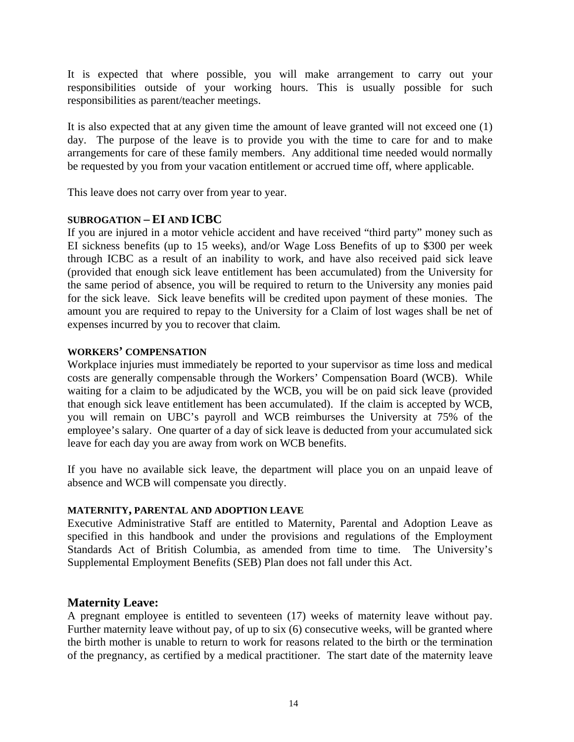It is expected that where possible, you will make arrangement to carry out your responsibilities outside of your working hours. This is usually possible for such responsibilities as parent/teacher meetings.

It is also expected that at any given time the amount of leave granted will not exceed one (1) day. The purpose of the leave is to provide you with the time to care for and to make arrangements for care of these family members. Any additional time needed would normally be requested by you from your vacation entitlement or accrued time off, where applicable.

This leave does not carry over from year to year.

### SUBROGATION – EI AND ICBC

If you are injured in a motor vehicle accident and have received "third party" money such as EI sickness benefits (up to 15 weeks), and/or Wage Loss Benefits of up to $300 per week through ICBC as a result of an inability to work, and have also received paid sick leave (provided that enough sick leave entitlement has been accumulated) from the University for the same period of absence, you will be required to return to the University any monies paid for the sick leave. Sick leave benefits will be credited upon payment of these monies. The amount you are required to repay to the University for a Claim of lost wages shall be net of expenses incurred by you to recover that claim.

### WORKERS' COMPENSATION

Workplace injuries must immediately be reported to your supervisor as time loss and medical costs are generally compensable through the Workers' Compensation Board (WCB). While waiting for a claim to be adjudicated by the WCB, you will be on paid sick leave (provided that enough sick leave entitlement has been accumulated). If the claim is accepted by WCB, you will remain on UBC's payroll and WCB reimburses the University at 75% of the employee's salary. One quarter of a day of sick leave is deducted from your accumulated sick leave for each day you are away from work on WCB benefits.

If you have no available sick leave, the department will place you on an unpaid leave of absence and WCB will compensate you directly.

### MATERNITY, PARENTAL AND ADOPTION LEAVE

Executive Administrative Staff are entitled to Maternity, Parental and Adoption Leave as specified in this handbook and under the provisions and regulations of the Employment Standards Act of British Columbia, as amended from time to time. The University's Supplemental Employment Benefits (SEB) Plan does not fall under this Act.

## Maternity Leave:

A pregnant employee is entitled to seventeen (17) weeks of maternity leave without pay. Further maternity leave without pay, of up to six (6) consecutive weeks, will be granted where the birth mother is unable to return to work for reasons related to the birth or the termination of the pregnancy, as certified by a medical practitioner. The start date of the maternity leave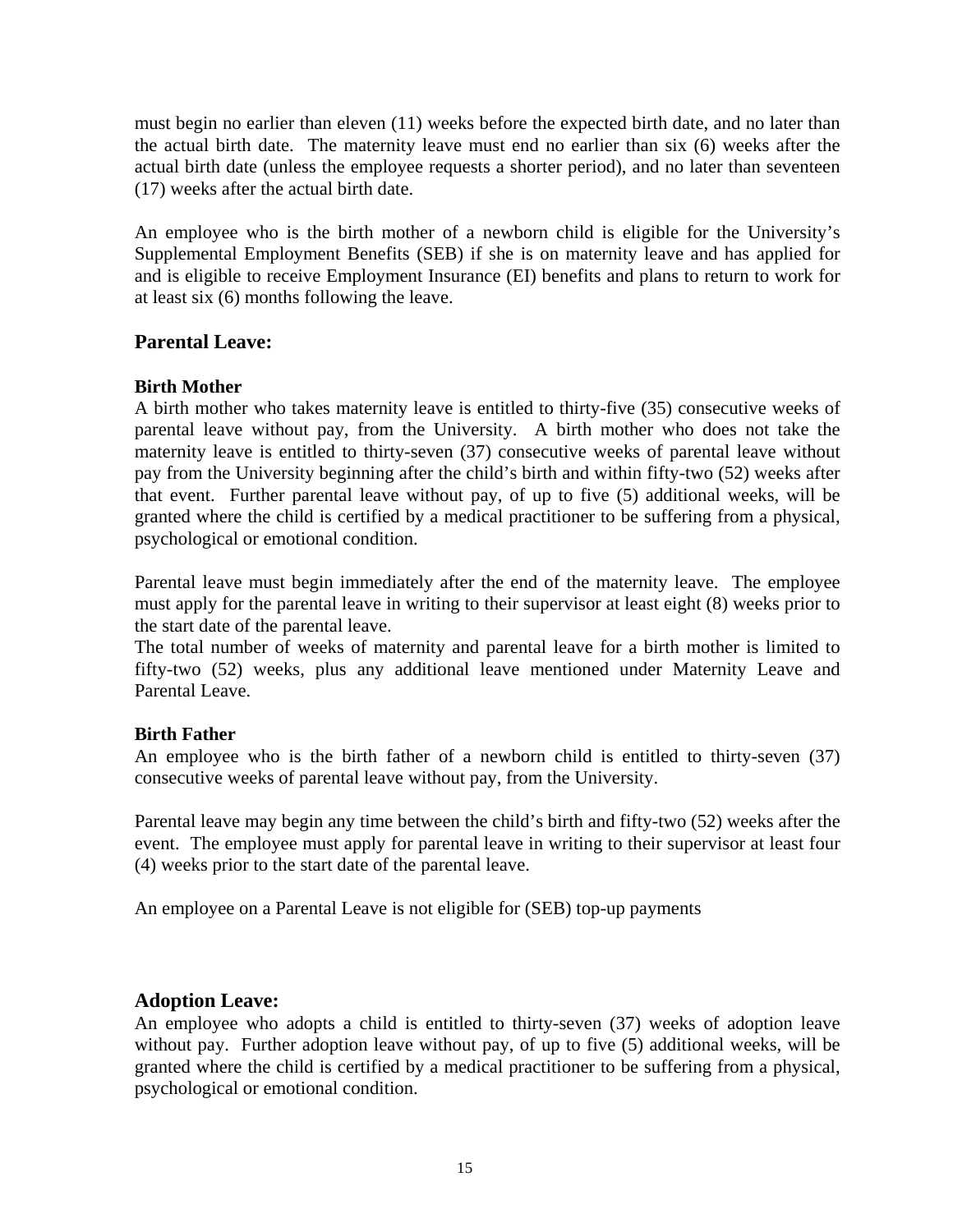must begin no earlier than eleven (11) weeks before the expected birth date, and no later than the actual birth date. The maternity leave must end no earlier than six (6) weeks after the actual birth date (unless the employee requests a shorter period), and no later than seventeen (17) weeks after the actual birth date.

An employee who is the birth mother of a newborn child is eligible for the University's Supplemental Employment Benefits (SEB) if she is on maternity leave and has applied for and is eligible to receive Employment Insurance (EI) benefits and plans to return to work for at least six (6) months following the leave.

## Parental Leave:

**Birth Mother**

A birth mother who takes maternity leave is entitled to thirty-five (35) consecutive weeks of parental leave without pay, from the University. A birth mother who does not take the maternity leave is entitled to thirty-seven (37) consecutive weeks of parental leave without pay from the University beginning after the child's birth and within fifty-two (52) weeks after that event. Further parental leave without pay, of up to five (5) additional weeks, will be granted where the child is certified by a medical practitioner to be suffering from a physical, psychological or emotional condition.

Parental leave must begin immediately after the end of the maternity leave. The employee must apply for the parental leave in writing to their supervisor at least eight (8) weeks prior to the start date of the parental leave.

The total number of weeks of maternity and parental leave for a birth mother is limited to fifty-two (52) weeks, plus any additional leave mentioned under Maternity Leave and Parental Leave.

**Birth Father**

An employee who is the birth father of a newborn child is entitled to thirty-seven (37) consecutive weeks of parental leave without pay, from the University.

Parental leave may begin any time between the child's birth and fifty-two (52) weeks after the event. The employee must apply for parental leave in writing to their supervisor at least four (4) weeks prior to the start date of the parental leave.

An employee on a Parental Leave is not eligible for (SEB) top-up payments

## Adoption Leave:

An employee who adopts a child is entitled to thirty-seven (37) weeks of adoption leave without pay. Further adoption leave without pay, of up to five (5) additional weeks, will be granted where the child is certified by a medical practitioner to be suffering from a physical, psychological or emotional condition.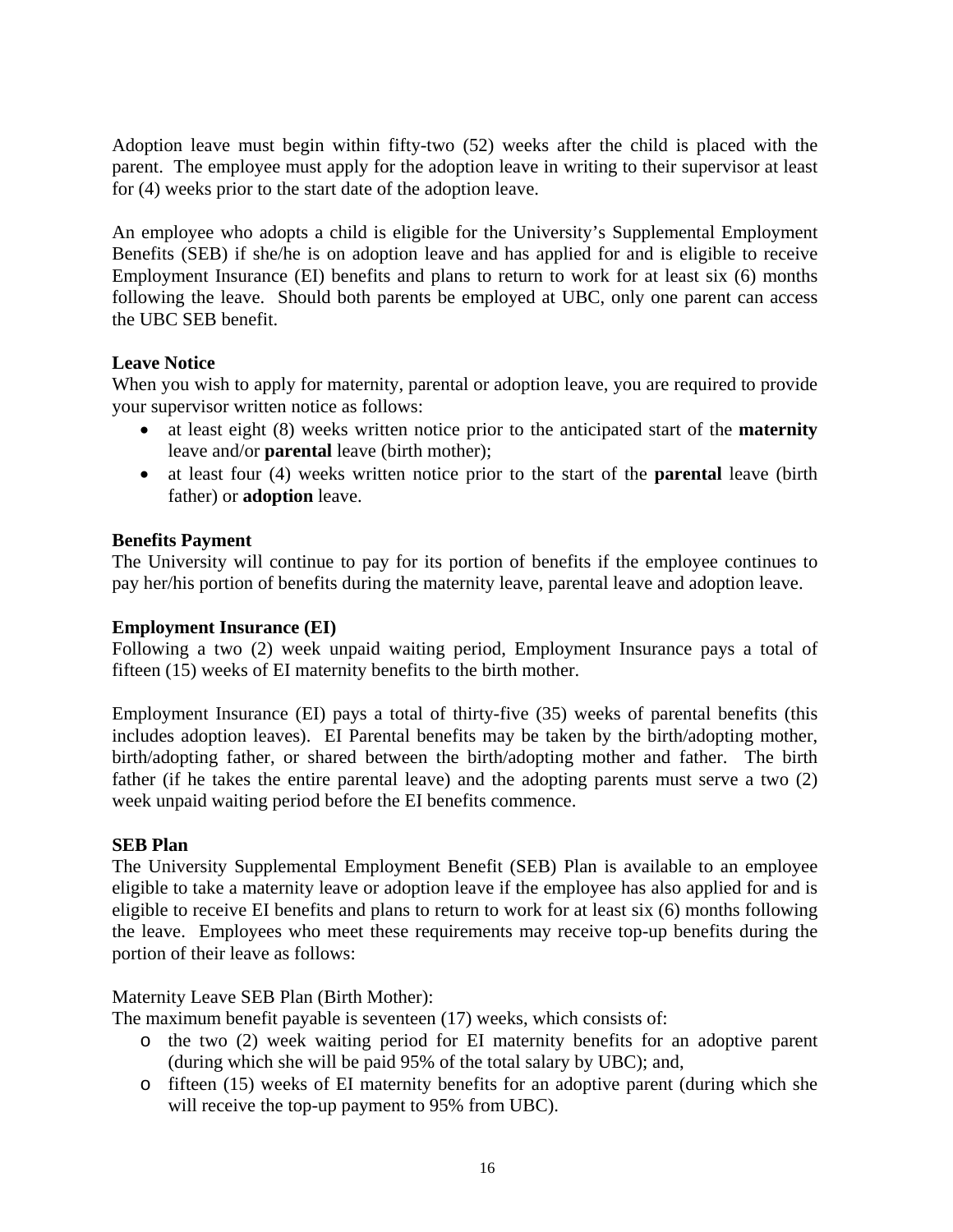Adoption leave must begin within fifty-two (52) weeks after the child is placed with the parent. The employee must apply for the adoption leave in writing to their supervisor at least for (4) weeks prior to the start date of the adoption leave.

An employee who adopts a child is eligible for the University's Supplemental Employment Benefits (SEB) if she/he is on adoption leave and has applied for and is eligible to receive Employment Insurance (EI) benefits and plans to return to work for at least six (6) months following the leave. Should both parents be employed at UBC, only one parent can access the UBC SEB benefit.

**Leave Notice**

When you wish to apply for maternity, parental or adoption leave, you are required to provide your supervisor written notice as follows:

- at least eight (8) weeks written notice prior to the anticipated start of the **maternity** leave and/or **parental** leave (birth mother);
- at least four (4) weeks written notice prior to the start of the **parental** leave (birth father) or **adoption** leave.

**Benefits Payment**

The University will continue to pay for its portion of benefits if the employee continues to pay her/his portion of benefits during the maternity leave, parental leave and adoption leave.

**Employment Insurance (EI)**

Following a two (2) week unpaid waiting period, Employment Insurance pays a total of fifteen (15) weeks of EI maternity benefits to the birth mother.

Employment Insurance (EI) pays a total of thirty-five (35) weeks of parental benefits (this includes adoption leaves). EI Parental benefits may be taken by the birth/adopting mother, birth/adopting father, or shared between the birth/adopting mother and father. The birth father (if he takes the entire parental leave) and the adopting parents must serve a two (2) week unpaid waiting period before the EI benefits commence.

**SEB Plan**

The University Supplemental Employment Benefit (SEB) Plan is available to an employee eligible to take a maternity leave or adoption leave if the employee has also applied for and is eligible to receive EI benefits and plans to return to work for at least six (6) months following the leave. Employees who meet these requirements may receive top-up benefits during the portion of their leave as follows:

Maternity Leave SEB Plan (Birth Mother):

The maximum benefit payable is seventeen (17) weeks, which consists of:

- the two (2) week waiting period for EI maternity benefits for an adoptive parent (during which she will be paid 95% of the total salary by UBC); and,
- fifteen (15) weeks of EI maternity benefits for an adoptive parent (during which she will receive the top-up payment to 95% from UBC).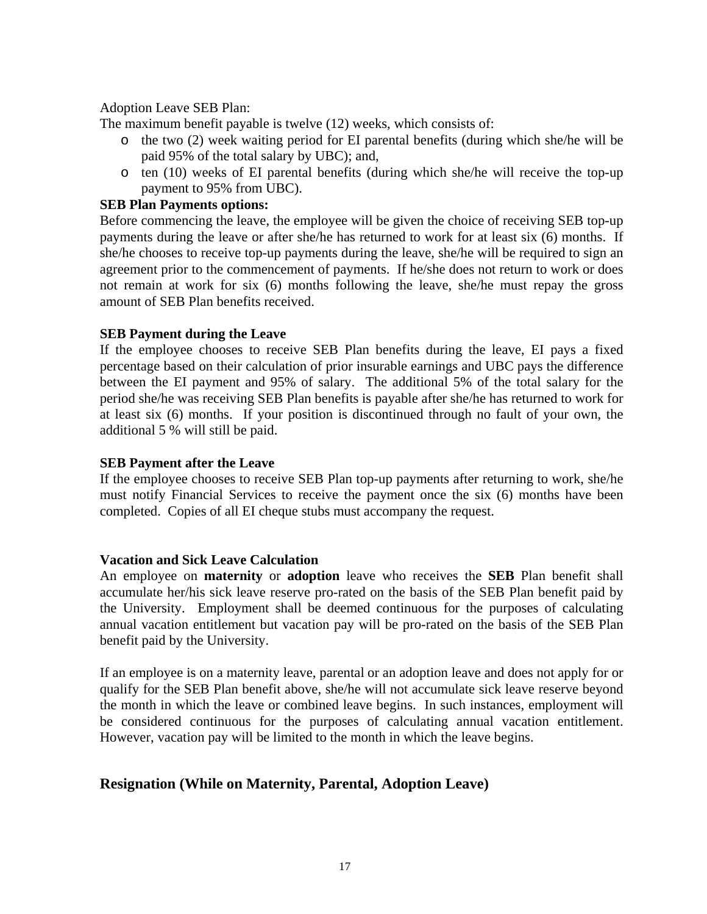Adoption Leave SEB Plan:

The maximum benefit payable is twelve (12) weeks, which consists of:

- the two (2) week waiting period for EI parental benefits (during which she/he will be paid 95% of the total salary by UBC); and,
- ten (10) weeks of EI parental benefits (during which she/he will receive the top-up payment to 95% from UBC).

**SEB Plan Payments options:**

Before commencing the leave, the employee will be given the choice of receiving SEB top-up payments during the leave or after she/he has returned to work for at least six (6) months. If she/he chooses to receive top-up payments during the leave, she/he will be required to sign an agreement prior to the commencement of payments. If he/she does not return to work or does not remain at work for six (6) months following the leave, she/he must repay the gross amount of SEB Plan benefits received.

**SEB Payment during the Leave**

If the employee chooses to receive SEB Plan benefits during the leave, EI pays a fixed percentage based on their calculation of prior insurable earnings and UBC pays the difference between the EI payment and 95% of salary. The additional 5% of the total salary for the period she/he was receiving SEB Plan benefits is payable after she/he has returned to work for at least six (6) months. If your position is discontinued through no fault of your own, the additional 5 % will still be paid.

**SEB Payment after the Leave**

If the employee chooses to receive SEB Plan top-up payments after returning to work, she/he must notify Financial Services to receive the payment once the six (6) months have been completed. Copies of all EI cheque stubs must accompany the request.

**Vacation and Sick Leave Calculation**

An employee on **maternity** or **adoption** leave who receives the **SEB** Plan benefit shall accumulate her/his sick leave reserve pro-rated on the basis of the SEB Plan benefit paid by the University. Employment shall be deemed continuous for the purposes of calculating annual vacation entitlement but vacation pay will be pro-rated on the basis of the SEB Plan benefit paid by the University.

If an employee is on a maternity leave, parental or an adoption leave and does not apply for or qualify for the SEB Plan benefit above, she/he will not accumulate sick leave reserve beyond the month in which the leave or combined leave begins. In such instances, employment will be considered continuous for the purposes of calculating annual vacation entitlement. However, vacation pay will be limited to the month in which the leave begins.

## Resignation (While on Maternity, Parental, Adoption Leave)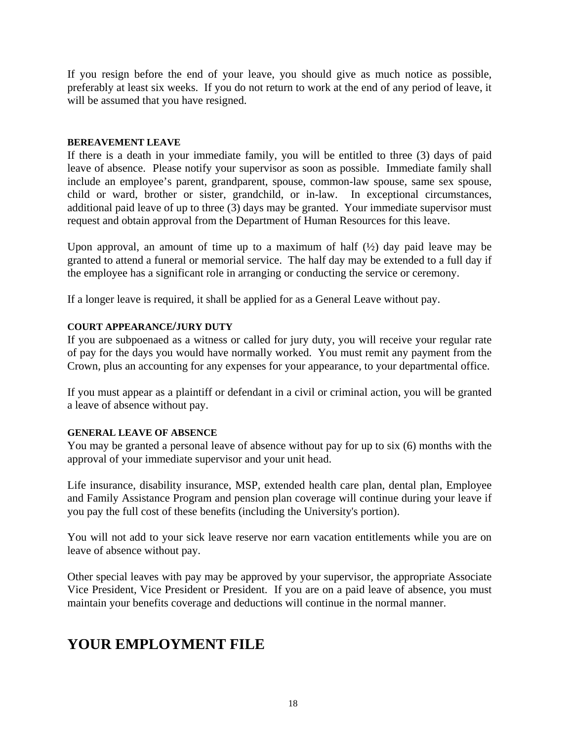If you resign before the end of your leave, you should give as much notice as possible, preferably at least six weeks. If you do not return to work at the end of any period of leave, it will be assumed that you have resigned.

#### BEREAVEMENT LEAVE

If there is a death in your immediate family, you will be entitled to three (3) days of paid leave of absence. Please notify your supervisor as soon as possible. Immediate family shall include an employee's parent, grandparent, spouse, common-law spouse, same sex spouse, child or ward, brother or sister, grandchild, or in-law. In exceptional circumstances, additional paid leave of up to three (3) days may be granted. Your immediate supervisor must request and obtain approval from the Department of Human Resources for this leave.

Upon approval, an amount of time up to a maximum of half (½) day paid leave may be granted to attend a funeral or memorial service. The half day may be extended to a full day if the employee has a significant role in arranging or conducting the service or ceremony.

If a longer leave is required, it shall be applied for as a General Leave without pay.

#### COURT APPEARANCE/JURY DUTY

If you are subpoenaed as a witness or called for jury duty, you will receive your regular rate of pay for the days you would have normally worked. You must remit any payment from the Crown, plus an accounting for any expenses for your appearance, to your departmental office.

If you must appear as a plaintiff or defendant in a civil or criminal action, you will be granted a leave of absence without pay.

#### GENERAL LEAVE OF ABSENCE

You may be granted a personal leave of absence without pay for up to six (6) months with the approval of your immediate supervisor and your unit head.

Life insurance, disability insurance, MSP, extended health care plan, dental plan, Employee and Family Assistance Program and pension plan coverage will continue during your leave if you pay the full cost of these benefits (including the University's portion).

You will not add to your sick leave reserve nor earn vacation entitlements while you are on leave of absence without pay.

Other special leaves with pay may be approved by your supervisor, the appropriate Associate Vice President, Vice President or President. If you are on a paid leave of absence, you must maintain your benefits coverage and deductions will continue in the normal manner.

# YOUR EMPLOYMENT FILE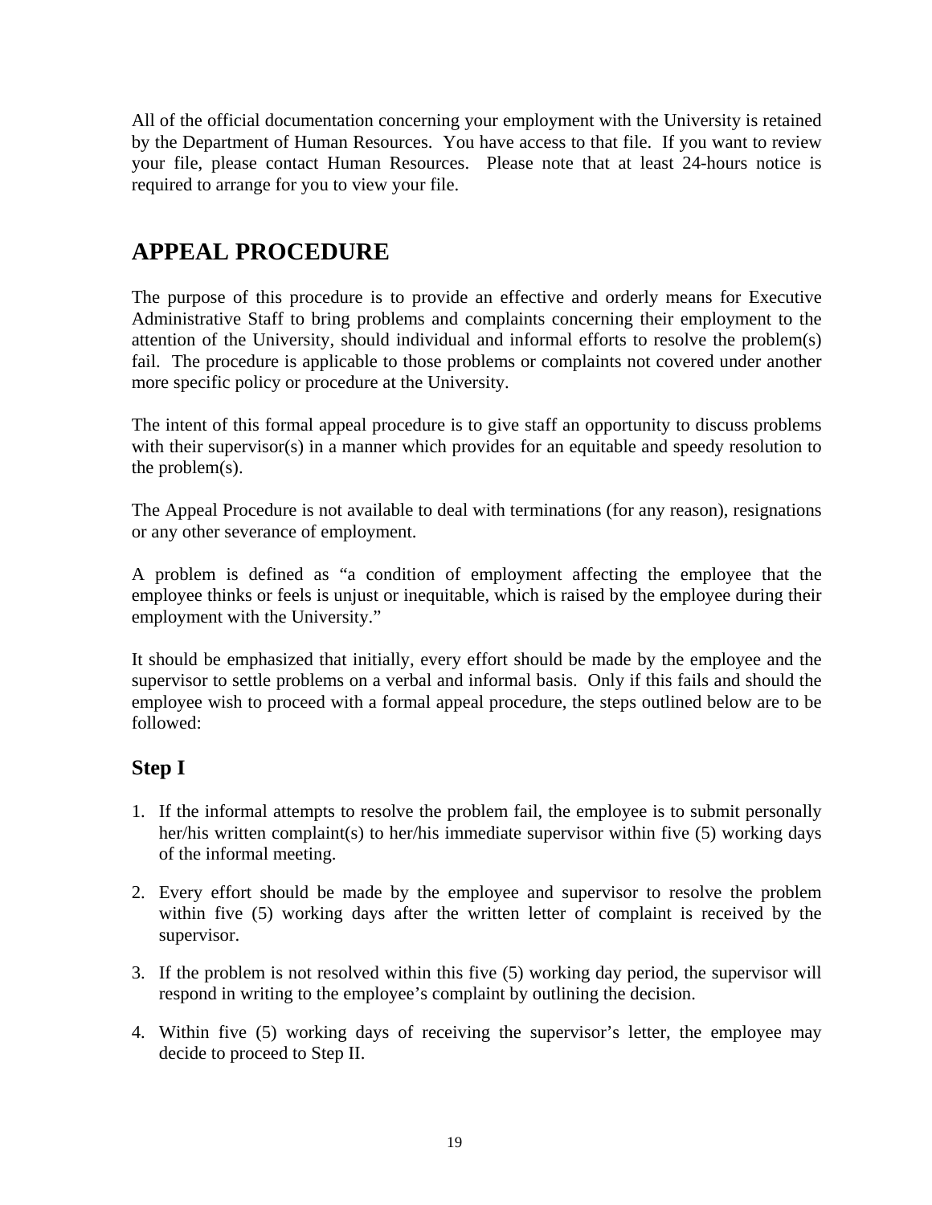All of the official documentation concerning your employment with the University is retained by the Department of Human Resources. You have access to that file. If you want to review your file, please contact Human Resources. Please note that at least 24-hours notice is required to arrange for you to view your file.

# APPEAL PROCEDURE

The purpose of this procedure is to provide an effective and orderly means for Executive Administrative Staff to bring problems and complaints concerning their employment to the attention of the University, should individual and informal efforts to resolve the problem(s) fail. The procedure is applicable to those problems or complaints not covered under another more specific policy or procedure at the University.

The intent of this formal appeal procedure is to give staff an opportunity to discuss problems with their supervisor(s) in a manner which provides for an equitable and speedy resolution to the problem(s).

The Appeal Procedure is not available to deal with terminations (for any reason), resignations or any other severance of employment.

A problem is defined as "a condition of employment affecting the employee that the employee thinks or feels is unjust or inequitable, which is raised by the employee during their employment with the University."

It should be emphasized that initially, every effort should be made by the employee and the supervisor to settle problems on a verbal and informal basis. Only if this fails and should the employee wish to proceed with a formal appeal procedure, the steps outlined below are to be followed:

## Step I

1. If the informal attempts to resolve the problem fail, the employee is to submit personally her/his written complaint(s) to her/his immediate supervisor within five (5) working days of the informal meeting.

2. Every effort should be made by the employee and supervisor to resolve the problem within five (5) working days after the written letter of complaint is received by the supervisor.

3. If the problem is not resolved within this five (5) working day period, the supervisor will respond in writing to the employee's complaint by outlining the decision.

4. Within five (5) working days of receiving the supervisor's letter, the employee may decide to proceed to Step II.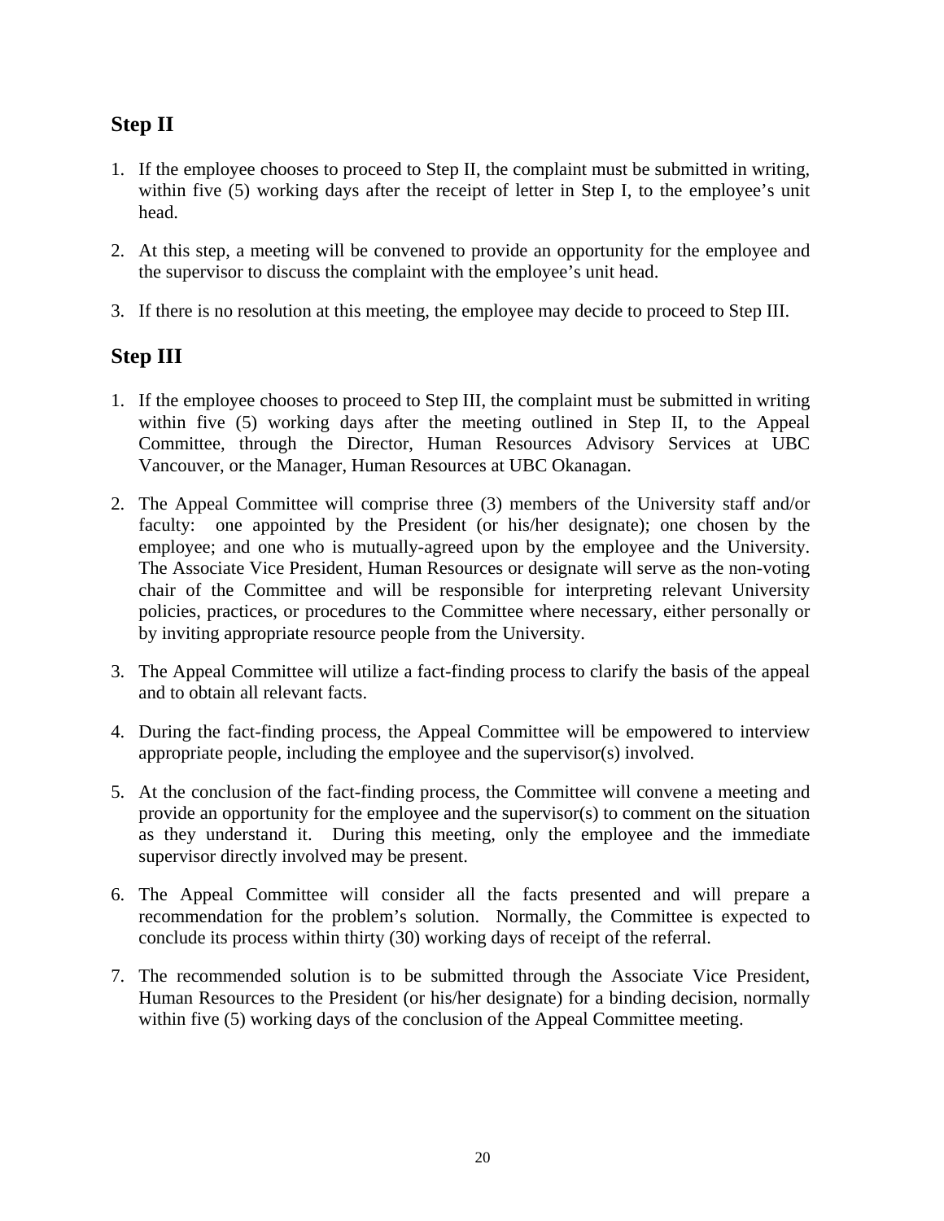## Step II

1. If the employee chooses to proceed to Step II, the complaint must be submitted in writing, within five (5) working days after the receipt of letter in Step I, to the employee's unit head.

2. At this step, a meeting will be convened to provide an opportunity for the employee and the supervisor to discuss the complaint with the employee's unit head.

3. If there is no resolution at this meeting, the employee may decide to proceed to Step III.

## Step III

1. If the employee chooses to proceed to Step III, the complaint must be submitted in writing within five (5) working days after the meeting outlined in Step II, to the Appeal Committee, through the Director, Human Resources Advisory Services at UBC Vancouver, or the Manager, Human Resources at UBC Okanagan.

2. The Appeal Committee will comprise three (3) members of the University staff and/or faculty: one appointed by the President (or his/her designate); one chosen by the employee; and one who is mutually-agreed upon by the employee and the University. The Associate Vice President, Human Resources or designate will serve as the non-voting chair of the Committee and will be responsible for interpreting relevant University policies, practices, or procedures to the Committee where necessary, either personally or by inviting appropriate resource people from the University.

3. The Appeal Committee will utilize a fact-finding process to clarify the basis of the appeal and to obtain all relevant facts.

4. During the fact-finding process, the Appeal Committee will be empowered to interview appropriate people, including the employee and the supervisor(s) involved.

5. At the conclusion of the fact-finding process, the Committee will convene a meeting and provide an opportunity for the employee and the supervisor(s) to comment on the situation as they understand it. During this meeting, only the employee and the immediate supervisor directly involved may be present.

6. The Appeal Committee will consider all the facts presented and will prepare a recommendation for the problem's solution. Normally, the Committee is expected to conclude its process within thirty (30) working days of receipt of the referral.

7. The recommended solution is to be submitted through the Associate Vice President, Human Resources to the President (or his/her designate) for a binding decision, normally within five (5) working days of the conclusion of the Appeal Committee meeting.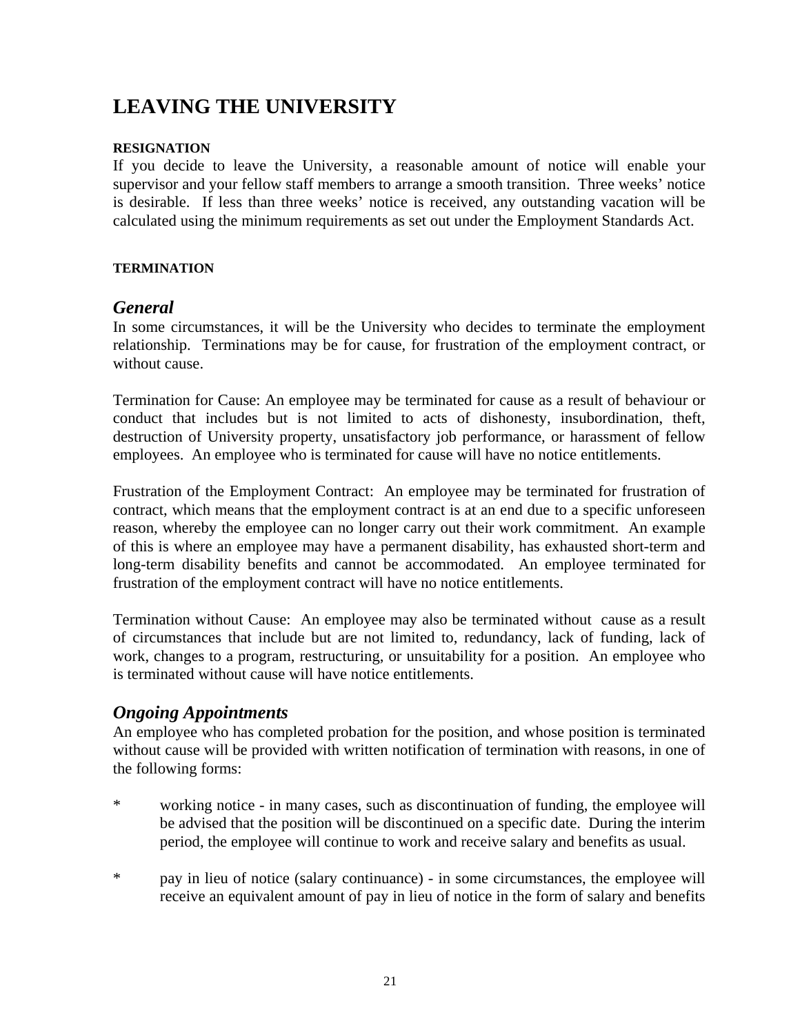# LEAVING THE UNIVERSITY

#### RESIGNATION

If you decide to leave the University, a reasonable amount of notice will enable your supervisor and your fellow staff members to arrange a smooth transition. Three weeks' notice is desirable. If less than three weeks' notice is received, any outstanding vacation will be calculated using the minimum requirements as set out under the Employment Standards Act.

#### TERMINATION

## *General*

In some circumstances, it will be the University who decides to terminate the employment relationship. Terminations may be for cause, for frustration of the employment contract, or without cause.

Termination for Cause: An employee may be terminated for cause as a result of behaviour or conduct that includes but is not limited to acts of dishonesty, insubordination, theft, destruction of University property, unsatisfactory job performance, or harassment of fellow employees. An employee who is terminated for cause will have no notice entitlements.

Frustration of the Employment Contract: An employee may be terminated for frustration of contract, which means that the employment contract is at an end due to a specific unforeseen reason, whereby the employee can no longer carry out their work commitment. An example of this is where an employee may have a permanent disability, has exhausted short-term and long-term disability benefits and cannot be accommodated. An employee terminated for frustration of the employment contract will have no notice entitlements.

Termination without Cause: An employee may also be terminated without cause as a result of circumstances that include but are not limited to, redundancy, lack of funding, lack of work, changes to a program, restructuring, or unsuitability for a position. An employee who is terminated without cause will have notice entitlements.

## *Ongoing Appointments*

An employee who has completed probation for the position, and whose position is terminated without cause will be provided with written notification of termination with reasons, in one of the following forms:

* working notice - in many cases, such as discontinuation of funding, the employee will be advised that the position will be discontinued on a specific date. During the interim period, the employee will continue to work and receive salary and benefits as usual.

* pay in lieu of notice (salary continuance) - in some circumstances, the employee will receive an equivalent amount of pay in lieu of notice in the form of salary and benefits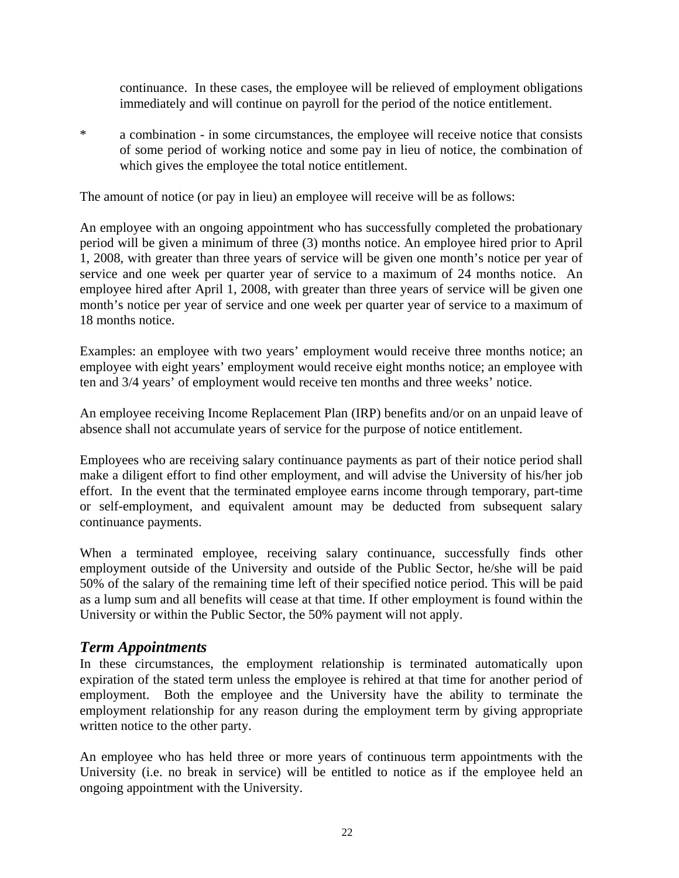continuance. In these cases, the employee will be relieved of employment obligations immediately and will continue on payroll for the period of the notice entitlement.

* a combination - in some circumstances, the employee will receive notice that consists of some period of working notice and some pay in lieu of notice, the combination of which gives the employee the total notice entitlement.

The amount of notice (or pay in lieu) an employee will receive will be as follows:

An employee with an ongoing appointment who has successfully completed the probationary period will be given a minimum of three (3) months notice. An employee hired prior to April 1, 2008, with greater than three years of service will be given one month's notice per year of service and one week per quarter year of service to a maximum of 24 months notice. An employee hired after April 1, 2008, with greater than three years of service will be given one month's notice per year of service and one week per quarter year of service to a maximum of 18 months notice.

Examples: an employee with two years' employment would receive three months notice; an employee with eight years' employment would receive eight months notice; an employee with ten and 3/4 years' of employment would receive ten months and three weeks' notice.

An employee receiving Income Replacement Plan (IRP) benefits and/or on an unpaid leave of absence shall not accumulate years of service for the purpose of notice entitlement.

Employees who are receiving salary continuance payments as part of their notice period shall make a diligent effort to find other employment, and will advise the University of his/her job effort. In the event that the terminated employee earns income through temporary, part-time or self-employment, and equivalent amount may be deducted from subsequent salary continuance payments.

When a terminated employee, receiving salary continuance, successfully finds other employment outside of the University and outside of the Public Sector, he/she will be paid 50% of the salary of the remaining time left of their specified notice period. This will be paid as a lump sum and all benefits will cease at that time. If other employment is found within the University or within the Public Sector, the 50% payment will not apply.

## *Term Appointments*

In these circumstances, the employment relationship is terminated automatically upon expiration of the stated term unless the employee is rehired at that time for another period of employment. Both the employee and the University have the ability to terminate the employment relationship for any reason during the employment term by giving appropriate written notice to the other party.

An employee who has held three or more years of continuous term appointments with the University (i.e. no break in service) will be entitled to notice as if the employee held an ongoing appointment with the University.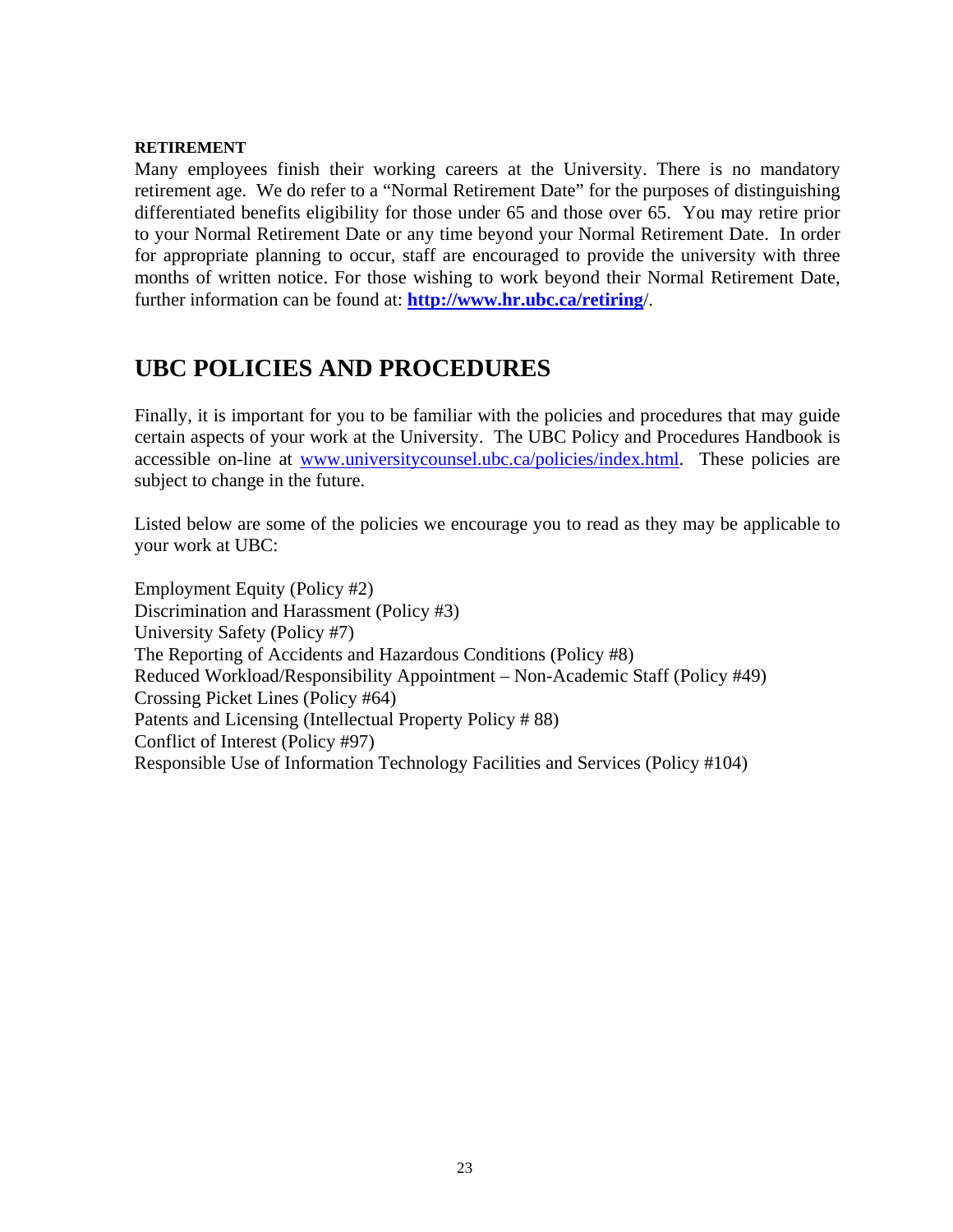**RETIREMENT**

Many employees finish their working careers at the University. There is no mandatory retirement age. We do refer to a "Normal Retirement Date" for the purposes of distinguishing differentiated benefits eligibility for those under 65 and those over 65. You may retire prior to your Normal Retirement Date or any time beyond your Normal Retirement Date. In order for appropriate planning to occur, staff are encouraged to provide the university with three months of written notice. For those wishing to work beyond their Normal Retirement Date, further information can be found at: **http://www.hr.ubc.ca/retiring**/.

# UBC POLICIES AND PROCEDURES

Finally, it is important for you to be familiar with the policies and procedures that may guide certain aspects of your work at the University. The UBC Policy and Procedures Handbook is accessible on-line at www.universitycounsel.ubc.ca/policies/index.html. These policies are subject to change in the future.

Listed below are some of the policies we encourage you to read as they may be applicable to your work at UBC:

Employment Equity (Policy #2)
Discrimination and Harassment (Policy #3)
University Safety (Policy #7)
The Reporting of Accidents and Hazardous Conditions (Policy #8)
Reduced Workload/Responsibility Appointment – Non-Academic Staff (Policy #49)
Crossing Picket Lines (Policy #64)
Patents and Licensing (Intellectual Property Policy # 88)
Conflict of Interest (Policy #97)
Responsible Use of Information Technology Facilities and Services (Policy #104)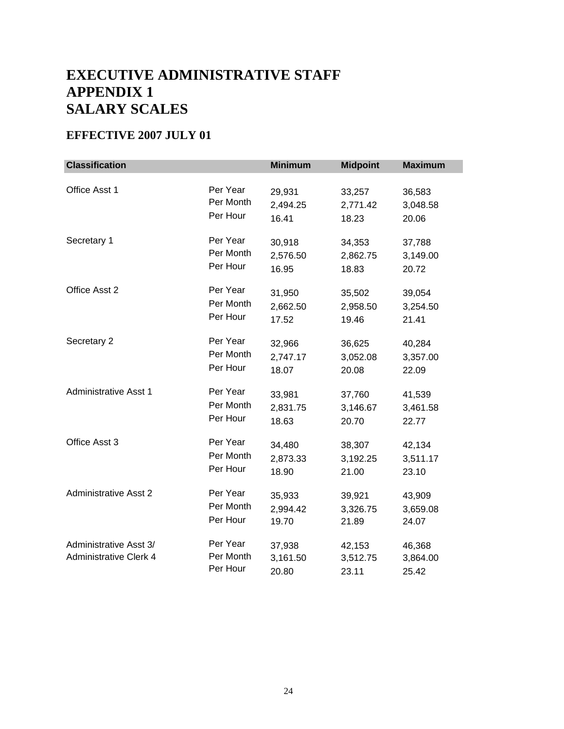# EXECUTIVE ADMINISTRATIVE STAFF
# APPENDIX 1
# SALARY SCALES

## EFFECTIVE 2007 JULY 01

| Classification | | Minimum | Midpoint | Maximum |
|---|---|---|---|---|
| Office Asst 1 | Per Year | 29,931 | 33,257 | 36,583 |
| | Per Month | 2,494.25 | 2,771.42 | 3,048.58 |
| | Per Hour | 16.41 | 18.23 | 20.06 |
| Secretary 1 | Per Year | 30,918 | 34,353 | 37,788 |
| | Per Month | 2,576.50 | 2,862.75 | 3,149.00 |
| | Per Hour | 16.95 | 18.83 | 20.72 |
| Office Asst 2 | Per Year | 31,950 | 35,502 | 39,054 |
| | Per Month | 2,662.50 | 2,958.50 | 3,254.50 |
| | Per Hour | 17.52 | 19.46 | 21.41 |
| Secretary 2 | Per Year | 32,966 | 36,625 | 40,284 |
| | Per Month | 2,747.17 | 3,052.08 | 3,357.00 |
| | Per Hour | 18.07 | 20.08 | 22.09 |
| Administrative Asst 1 | Per Year | 33,981 | 37,760 | 41,539 |
| | Per Month | 2,831.75 | 3,146.67 | 3,461.58 |
| | Per Hour | 18.63 | 20.70 | 22.77 |
| Office Asst 3 | Per Year | 34,480 | 38,307 | 42,134 |
| | Per Month | 2,873.33 | 3,192.25 | 3,511.17 |
| | Per Hour | 18.90 | 21.00 | 23.10 |
| Administrative Asst 2 | Per Year | 35,933 | 39,921 | 43,909 |
| | Per Month | 2,994.42 | 3,326.75 | 3,659.08 |
| | Per Hour | 19.70 | 21.89 | 24.07 |
| Administrative Asst 3/ Administrative Clerk 4 | Per Year | 37,938 | 42,153 | 46,368 |
| | Per Month | 3,161.50 | 3,512.75 | 3,864.00 |
| | Per Hour | 20.80 | 23.11 | 25.42 |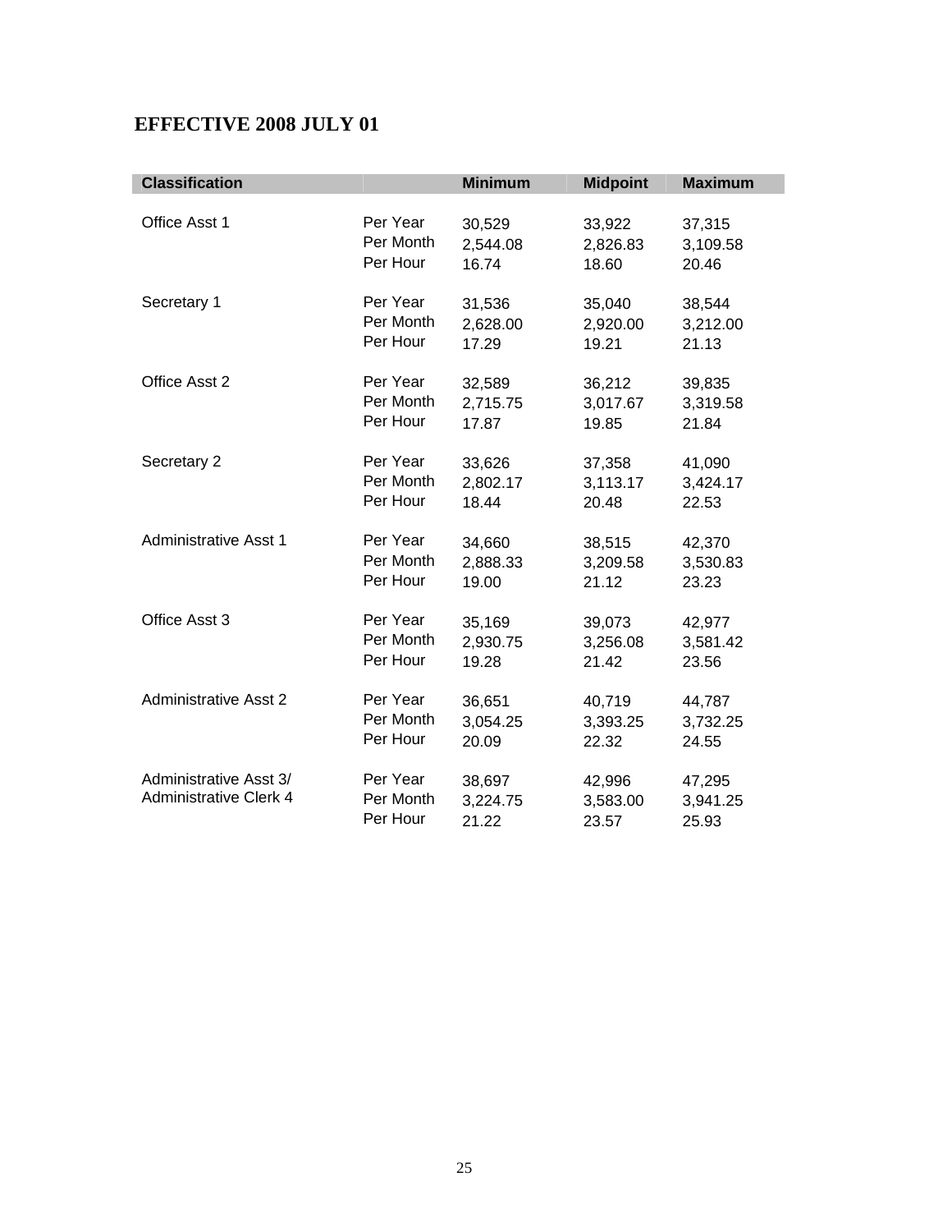## EFFECTIVE 2008 JULY 01

| Classification | | Minimum | Midpoint | Maximum |
|---|---|---|---|---|
| Office Asst 1 | Per Year | 30,529 | 33,922 | 37,315 |
| | Per Month | 2,544.08 | 2,826.83 | 3,109.58 |
| | Per Hour | 16.74 | 18.60 | 20.46 |
| Secretary 1 | Per Year | 31,536 | 35,040 | 38,544 |
| | Per Month | 2,628.00 | 2,920.00 | 3,212.00 |
| | Per Hour | 17.29 | 19.21 | 21.13 |
| Office Asst 2 | Per Year | 32,589 | 36,212 | 39,835 |
| | Per Month | 2,715.75 | 3,017.67 | 3,319.58 |
| | Per Hour | 17.87 | 19.85 | 21.84 |
| Secretary 2 | Per Year | 33,626 | 37,358 | 41,090 |
| | Per Month | 2,802.17 | 3,113.17 | 3,424.17 |
| | Per Hour | 18.44 | 20.48 | 22.53 |
| Administrative Asst 1 | Per Year | 34,660 | 38,515 | 42,370 |
| | Per Month | 2,888.33 | 3,209.58 | 3,530.83 |
| | Per Hour | 19.00 | 21.12 | 23.23 |
| Office Asst 3 | Per Year | 35,169 | 39,073 | 42,977 |
| | Per Month | 2,930.75 | 3,256.08 | 3,581.42 |
| | Per Hour | 19.28 | 21.42 | 23.56 |
| Administrative Asst 2 | Per Year | 36,651 | 40,719 | 44,787 |
| | Per Month | 3,054.25 | 3,393.25 | 3,732.25 |
| | Per Hour | 20.09 | 22.32 | 24.55 |
| Administrative Asst 3/ Administrative Clerk 4 | Per Year | 38,697 | 42,996 | 47,295 |
| | Per Month | 3,224.75 | 3,583.00 | 3,941.25 |
| | Per Hour | 21.22 | 23.57 | 25.93 |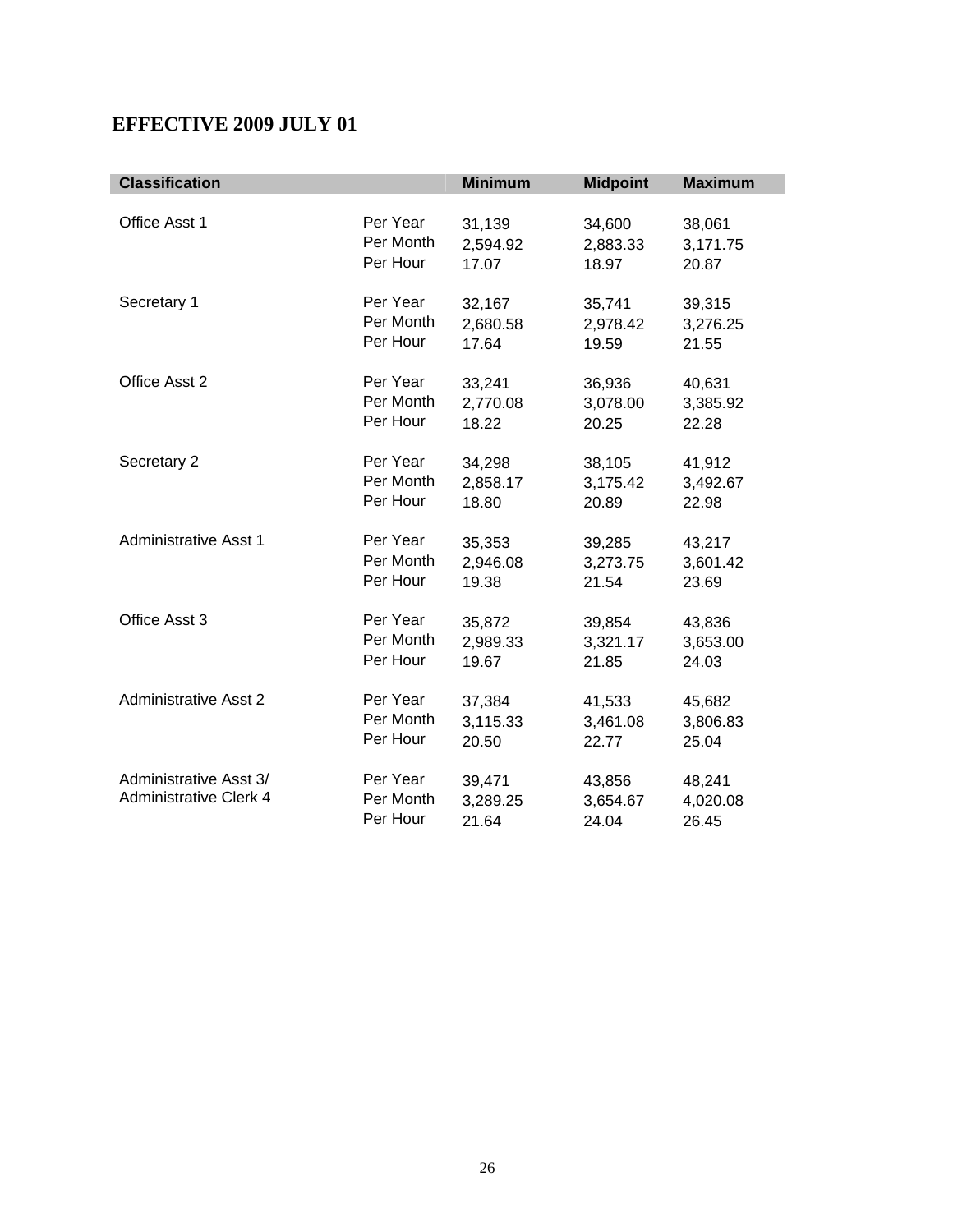## EFFECTIVE 2009 JULY 01

| Classification | | Minimum | Midpoint | Maximum |
|---|---|---|---|---|
| Office Asst 1 | Per Year | 31,139 | 34,600 | 38,061 |
| | Per Month | 2,594.92 | 2,883.33 | 3,171.75 |
| | Per Hour | 17.07 | 18.97 | 20.87 |
| Secretary 1 | Per Year | 32,167 | 35,741 | 39,315 |
| | Per Month | 2,680.58 | 2,978.42 | 3,276.25 |
| | Per Hour | 17.64 | 19.59 | 21.55 |
| Office Asst 2 | Per Year | 33,241 | 36,936 | 40,631 |
| | Per Month | 2,770.08 | 3,078.00 | 3,385.92 |
| | Per Hour | 18.22 | 20.25 | 22.28 |
| Secretary 2 | Per Year | 34,298 | 38,105 | 41,912 |
| | Per Month | 2,858.17 | 3,175.42 | 3,492.67 |
| | Per Hour | 18.80 | 20.89 | 22.98 |
| Administrative Asst 1 | Per Year | 35,353 | 39,285 | 43,217 |
| | Per Month | 2,946.08 | 3,273.75 | 3,601.42 |
| | Per Hour | 19.38 | 21.54 | 23.69 |
| Office Asst 3 | Per Year | 35,872 | 39,854 | 43,836 |
| | Per Month | 2,989.33 | 3,321.17 | 3,653.00 |
| | Per Hour | 19.67 | 21.85 | 24.03 |
| Administrative Asst 2 | Per Year | 37,384 | 41,533 | 45,682 |
| | Per Month | 3,115.33 | 3,461.08 | 3,806.83 |
| | Per Hour | 20.50 | 22.77 | 25.04 |
| Administrative Asst 3/ Administrative Clerk 4 | Per Year | 39,471 | 43,856 | 48,241 |
| | Per Month | 3,289.25 | 3,654.67 | 4,020.08 |
| | Per Hour | 21.64 | 24.04 | 26.45 |